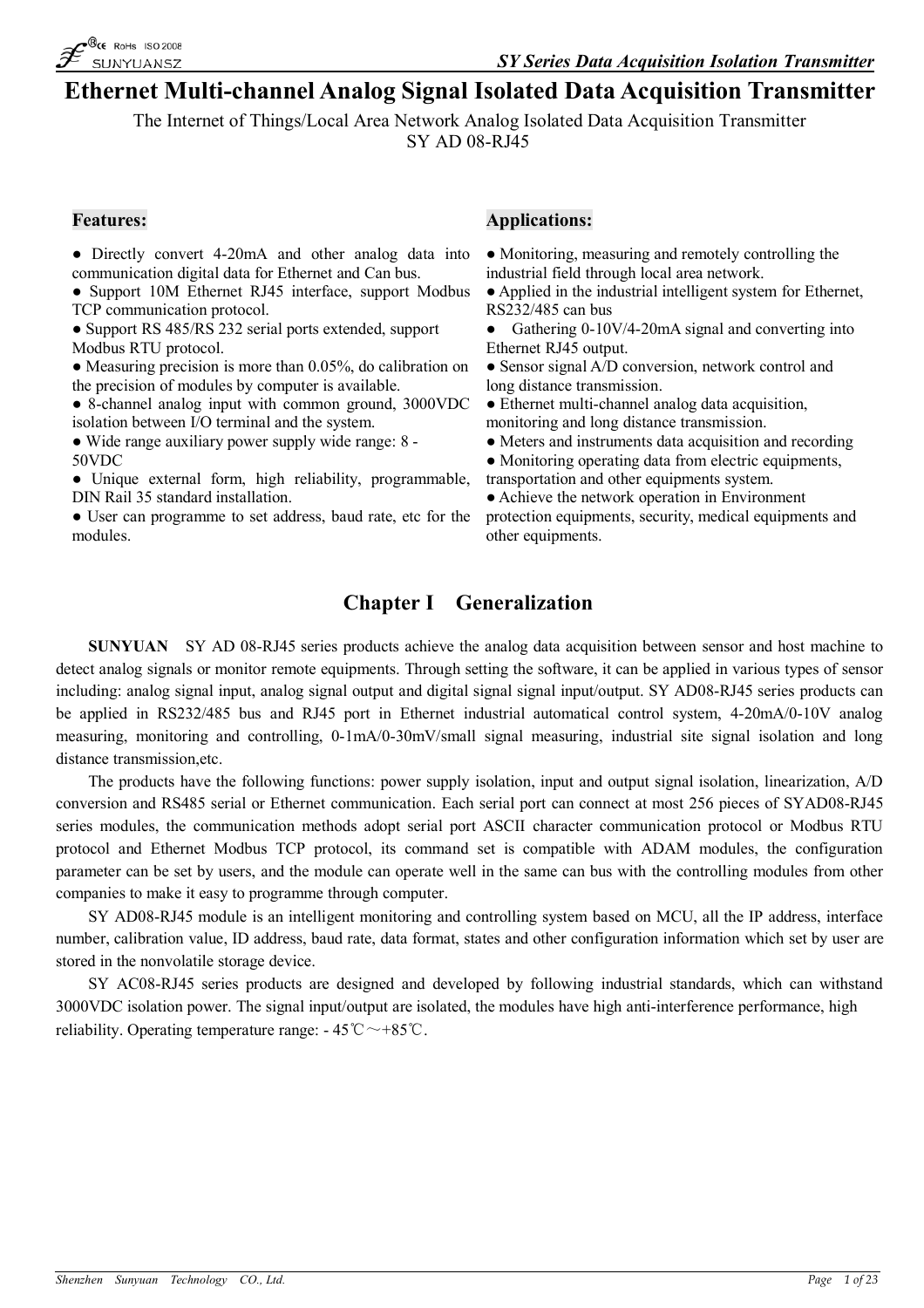// Page 1 of 23 — document id: 3c813e84098e

# Ethernet Multi-channel Analog Signal Isolated Data Acquisition Transmitter

The Internet of Things/Local Area Network Analog Isolated Data Acquisition Transmitter
SY AD 08-RJ45

**Features:**

- Directly convert 4-20mA and other analog data into communication digital data for Ethernet and Can bus.
- Support 10M Ethernet RJ45 interface, support Modbus TCP communication protocol.
- Support RS 485/RS 232 serial ports extended, support Modbus RTU protocol.
- Measuring precision is more than 0.05%, do calibration on the precision of modules by computer is available.
- 8-channel analog input with common ground, 3000VDC isolation between I/O terminal and the system.
- Wide range auxiliary power supply wide range: 8 - 50VDC
- Unique external form, high reliability, programmable, DIN Rail 35 standard installation.
- User can programme to set address, baud rate, etc for the modules.

**Applications:**

- Monitoring, measuring and remotely controlling the industrial field through local area network.
- Applied in the industrial intelligent system for Ethernet, RS232/485 can bus
- Gathering 0-10V/4-20mA signal and converting into Ethernet RJ45 output.
- Sensor signal A/D conversion, network control and long distance transmission.
- Ethernet multi-channel analog data acquisition, monitoring and long distance transmission.
- Meters and instruments data acquisition and recording
- Monitoring operating data from electric equipments, transportation and other equipments system.
- Achieve the network operation in Environment protection equipments, security, medical equipments and other equipments.

## Chapter I Generalization

**SUNYUAN** SY AD 08-RJ45 series products achieve the analog data acquisition between sensor and host machine to detect analog signals or monitor remote equipments. Through setting the software, it can be applied in various types of sensor including: analog signal input, analog signal output and digital signal signal input/output. SY AD08-RJ45 series products can be applied in RS232/485 bus and RJ45 port in Ethernet industrial automatical control system, 4-20mA/0-10V analog measuring, monitoring and controlling, 0-1mA/0-30mV/small signal measuring, industrial site signal isolation and long distance transmission,etc.

The products have the following functions: power supply isolation, input and output signal isolation, linearization, A/D conversion and RS485 serial or Ethernet communication. Each serial port can connect at most 256 pieces of SYAD08-RJ45 series modules, the communication methods adopt serial port ASCII character communication protocol or Modbus RTU protocol and Ethernet Modbus TCP protocol, its command set is compatible with ADAM modules, the configuration parameter can be set by users, and the module can operate well in the same can bus with the controlling modules from other companies to make it easy to programme through computer.

SY AD08-RJ45 module is an intelligent monitoring and controlling system based on MCU, all the IP address, interface number, calibration value, ID address, baud rate, data format, states and other configuration information which set by user are stored in the nonvolatile storage device.

SY AC08-RJ45 series products are designed and developed by following industrial standards, which can withstand 3000VDC isolation power. The signal input/output are isolated, the modules have high anti-interference performance, high reliability. Operating temperature range: - 45℃～+85℃.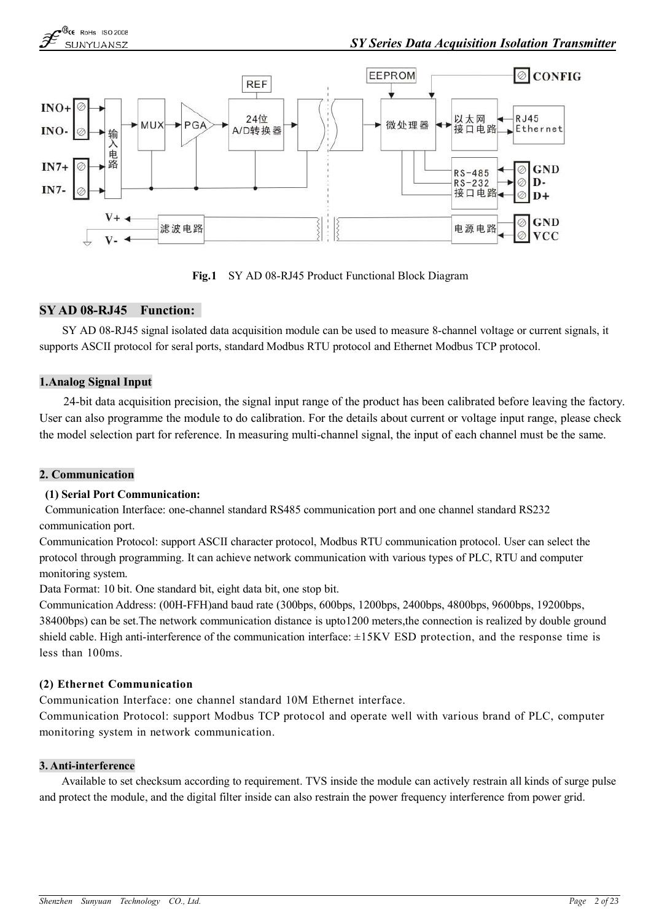Fig.1 SY AD 08-RJ45 Product Functional Block Diagram

## SY AD 08-RJ45 Function:

SY AD 08-RJ45 signal isolated data acquisition module can be used to measure 8-channel voltage or current signals, it supports ASCII protocol for seral ports, standard Modbus RTU protocol and Ethernet Modbus TCP protocol.

### 1.Analog Signal Input

24-bit data acquisition precision, the signal input range of the product has been calibrated before leaving the factory. User can also programme the module to do calibration. For the details about current or voltage input range, please check the model selection part for reference. In measuring multi-channel signal, the input of each channel must be the same.

### 2. Communication

**(1) Serial Port Communication:**

Communication Interface: one-channel standard RS485 communication port and one channel standard RS232 communication port.

Communication Protocol: support ASCII character protocol, Modbus RTU communication protocol. User can select the protocol through programming. It can achieve network communication with various types of PLC, RTU and computer monitoring system.

Data Format: 10 bit. One standard bit, eight data bit, one stop bit.

Communication Address: (00H-FFH)and baud rate (300bps, 600bps, 1200bps, 2400bps, 4800bps, 9600bps, 19200bps, 38400bps) can be set.The network communication distance is upto1200 meters,the connection is realized by double ground shield cable. High anti-interference of the communication interface: ±15KV ESD protection, and the response time is less than 100ms.

**(2) Ethernet Communication**

Communication Interface: one channel standard 10M Ethernet interface.

Communication Protocol: support Modbus TCP protocol and operate well with various brand of PLC, computer monitoring system in network communication.

### 3. Anti-interference

Available to set checksum according to requirement. TVS inside the module can actively restrain all kinds of surge pulse and protect the module, and the digital filter inside can also restrain the power frequency interference from power grid.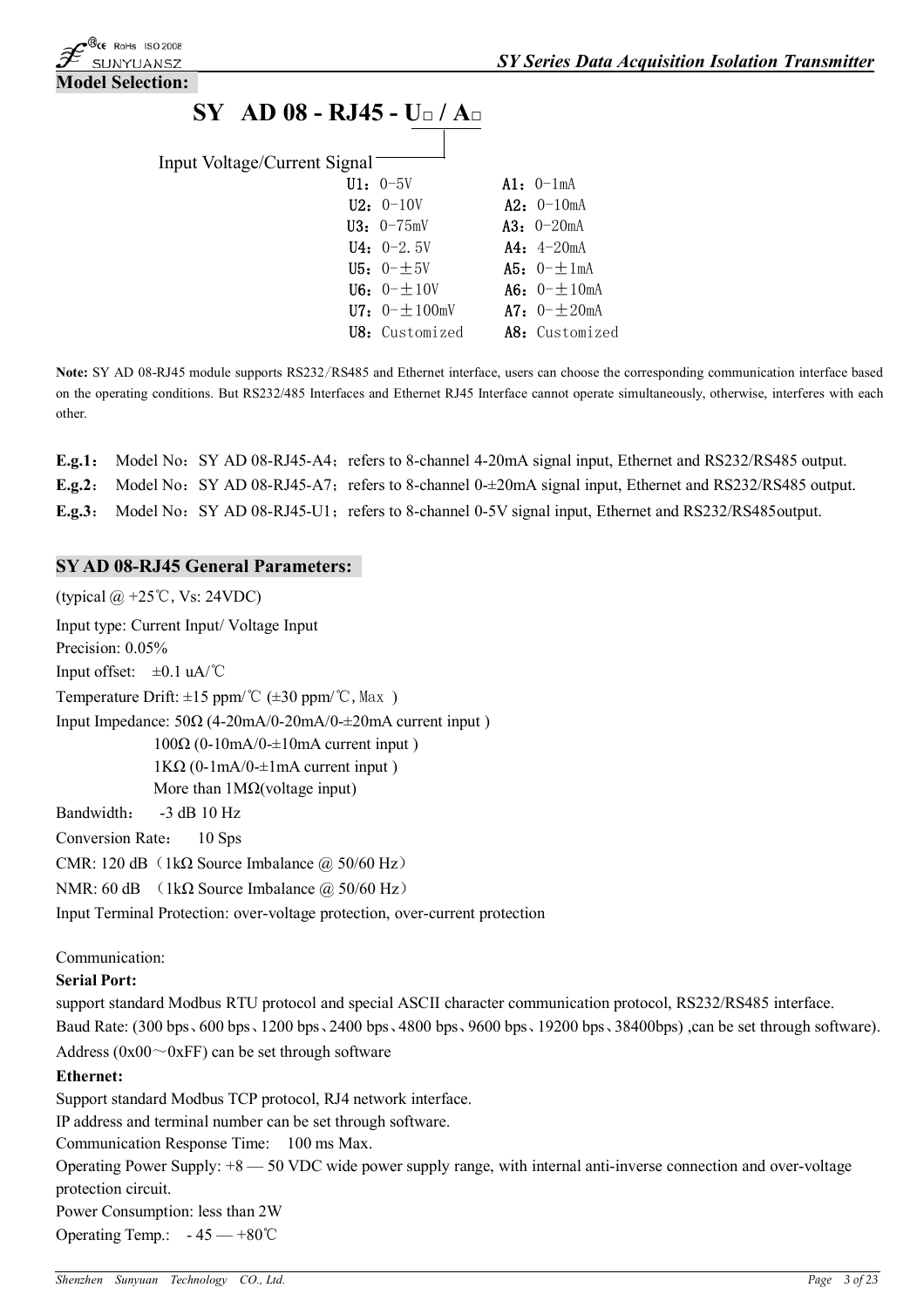## Model Selection:

**SY AD 08 - RJ45 - U□ / A□**

Input Voltage/Current Signal

| | |
|---|---|
| **U1**：0-5V | **A1**：0-1mA |
| **U2**：0-10V | **A2**：0-10mA |
| **U3**：0-75mV | **A3**：0-20mA |
| **U4**：0-2.5V | **A4**：4-20mA |
| **U5**：0-±5V | **A5**：0-±1mA |
| **U6**：0-±10V | **A6**：0-±10mA |
| **U7**：0-±100mV | **A7**：0-±20mA |
| **U8**：Customized | **A8**：Customized |

**Note:** SY AD 08-RJ45 module supports RS232/RS485 and Ethernet interface, users can choose the corresponding communication interface based on the operating conditions. But RS232/485 Interfaces and Ethernet RJ45 Interface cannot operate simultaneously, otherwise, interferes with each other.

**E.g.1**： Model No：SY AD 08-RJ45-A4；refers to 8-channel 4-20mA signal input, Ethernet and RS232/RS485 output.

**E.g.2**： Model No：SY AD 08-RJ45-A7；refers to 8-channel 0-±20mA signal input, Ethernet and RS232/RS485 output.

**E.g.3**： Model No：SY AD 08-RJ45-U1；refers to 8-channel 0-5V signal input, Ethernet and RS232/RS485output.

## SY AD 08-RJ45 General Parameters:

(typical @ +25℃, Vs: 24VDC)

Input type: Current Input/ Voltage Input

Precision: 0.05%

Input offset: ±0.1 uA/℃

Temperature Drift: ±15 ppm/℃ (±30 ppm/℃, Max )

Input Impedance: 50Ω (4-20mA/0-20mA/0-±20mA current input )
100Ω (0-10mA/0-±10mA current input )
1KΩ (0-1mA/0-±1mA current input )
More than 1MΩ(voltage input)

Bandwidth： -3 dB 10 Hz

Conversion Rate： 10 Sps

CMR: 120 dB（1kΩ Source Imbalance @ 50/60 Hz）

NMR: 60 dB （1kΩ Source Imbalance @ 50/60 Hz）

Input Terminal Protection: over-voltage protection, over-current protection

Communication:

**Serial Port:**

support standard Modbus RTU protocol and special ASCII character communication protocol, RS232/RS485 interface.

Baud Rate: (300 bps、600 bps、1200 bps、2400 bps、4800 bps、9600 bps、19200 bps、38400bps) ,can be set through software).

Address (0x00～0xFF) can be set through software

**Ethernet:**

Support standard Modbus TCP protocol, RJ4 network interface.

IP address and terminal number can be set through software.

Communication Response Time: 100 ms Max.

Operating Power Supply: +8 — 50 VDC wide power supply range, with internal anti-inverse connection and over-voltage protection circuit.

Power Consumption: less than 2W

Operating Temp.: - 45 — +80℃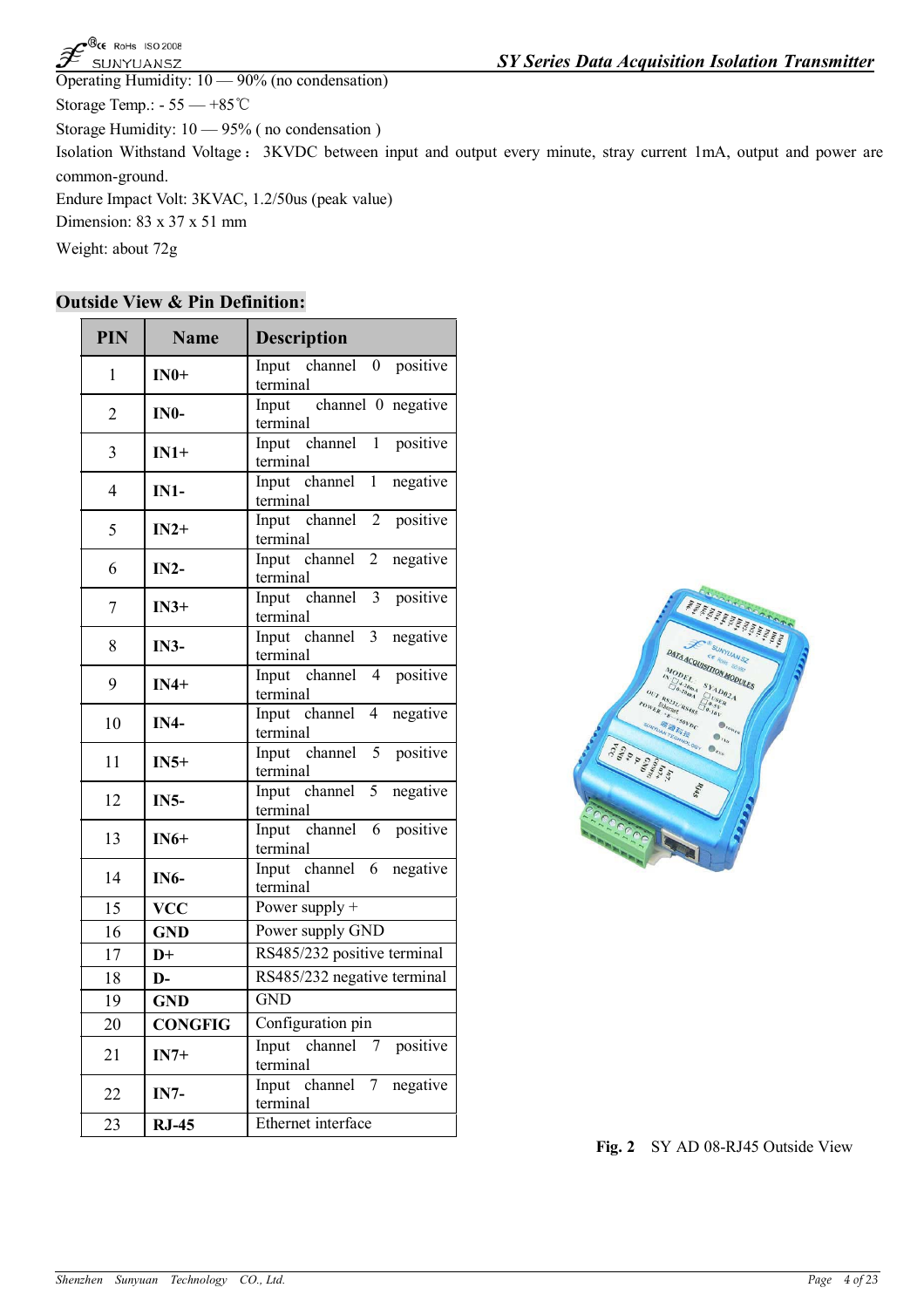Operating Humidity: 10 — 90% (no condensation)

Storage Temp.: - 55 — +85℃

Storage Humidity: 10 — 95% ( no condensation )

Isolation Withstand Voltage： 3KVDC between input and output every minute, stray current 1mA, output and power are common-ground.

Endure Impact Volt: 3KVAC, 1.2/50us (peak value)

Dimension: 83 x 37 x 51 mm

Weight: about 72g

## Outside View & Pin Definition:

| PIN | Name | Description |
|---|---|---|
| 1 | **IN0+** | Input channel 0 positive terminal |
| 2 | **IN0-** | Input channel 0 negative terminal |
| 3 | **IN1+** | Input channel 1 positive terminal |
| 4 | **IN1-** | Input channel 1 negative terminal |
| 5 | **IN2+** | Input channel 2 positive terminal |
| 6 | **IN2-** | Input channel 2 negative terminal |
| 7 | **IN3+** | Input channel 3 positive terminal |
| 8 | **IN3-** | Input channel 3 negative terminal |
| 9 | **IN4+** | Input channel 4 positive terminal |
| 10 | **IN4-** | Input channel 4 negative terminal |
| 11 | **IN5+** | Input channel 5 positive terminal |
| 12 | **IN5-** | Input channel 5 negative terminal |
| 13 | **IN6+** | Input channel 6 positive terminal |
| 14 | **IN6-** | Input channel 6 negative terminal |
| 15 | **VCC** | Power supply + |
| 16 | **GND** | Power supply GND |
| 17 | **D+** | RS485/232 positive terminal |
| 18 | **D-** | RS485/232 negative terminal |
| 19 | **GND** | GND |
| 20 | **CONGFIG** | Configuration pin |
| 21 | **IN7+** | Input channel 7 positive terminal |
| 22 | **IN7-** | Input channel 7 negative terminal |
| 23 | **RJ-45** | Ethernet interface |

**Fig. 2** SY AD 08-RJ45 Outside View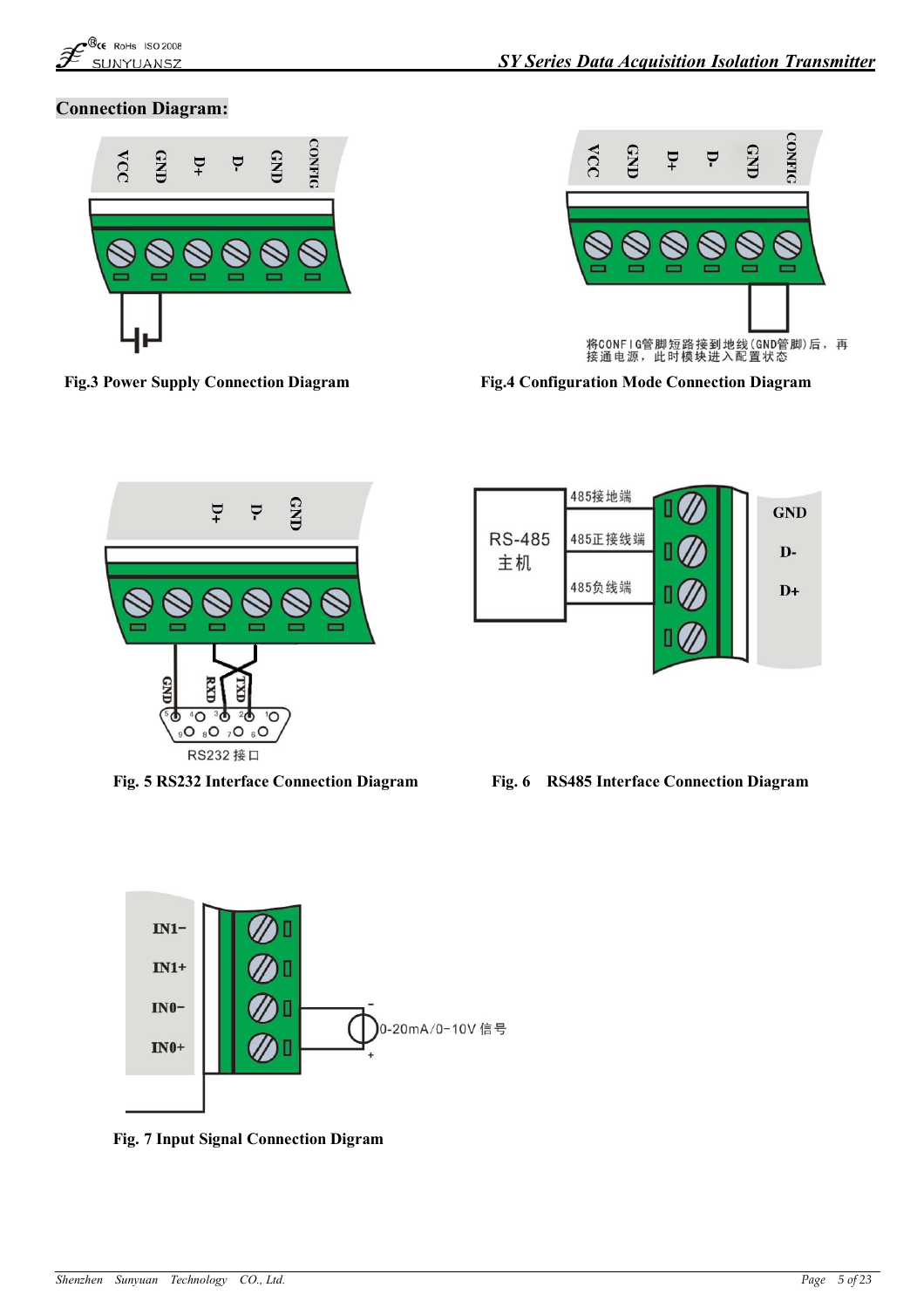## Connection Diagram:

VCC GND D+ D- GND CONFIG

**Fig.3 Power Supply Connection Diagram**

VCC GND D+ D- GND CONFIG

将CONFIG管脚短路接到地线(GND管脚)后，再接通电源，此时模块进入配置状态

**Fig.4 Configuration Mode Connection Diagram**

D+ D- GND

GND RXD TXD

RS232 接口

**Fig. 5 RS232 Interface Connection Diagram**

RS-485 主机

485接地端 — GND

485正接线端 — D-

485负线端 — D+

**Fig. 6 RS485 Interface Connection Diagram**

IN1−

IN1+

IN0−

IN0+

0-20mA/0-10V 信号

**Fig. 7 Input Signal Connection Digram**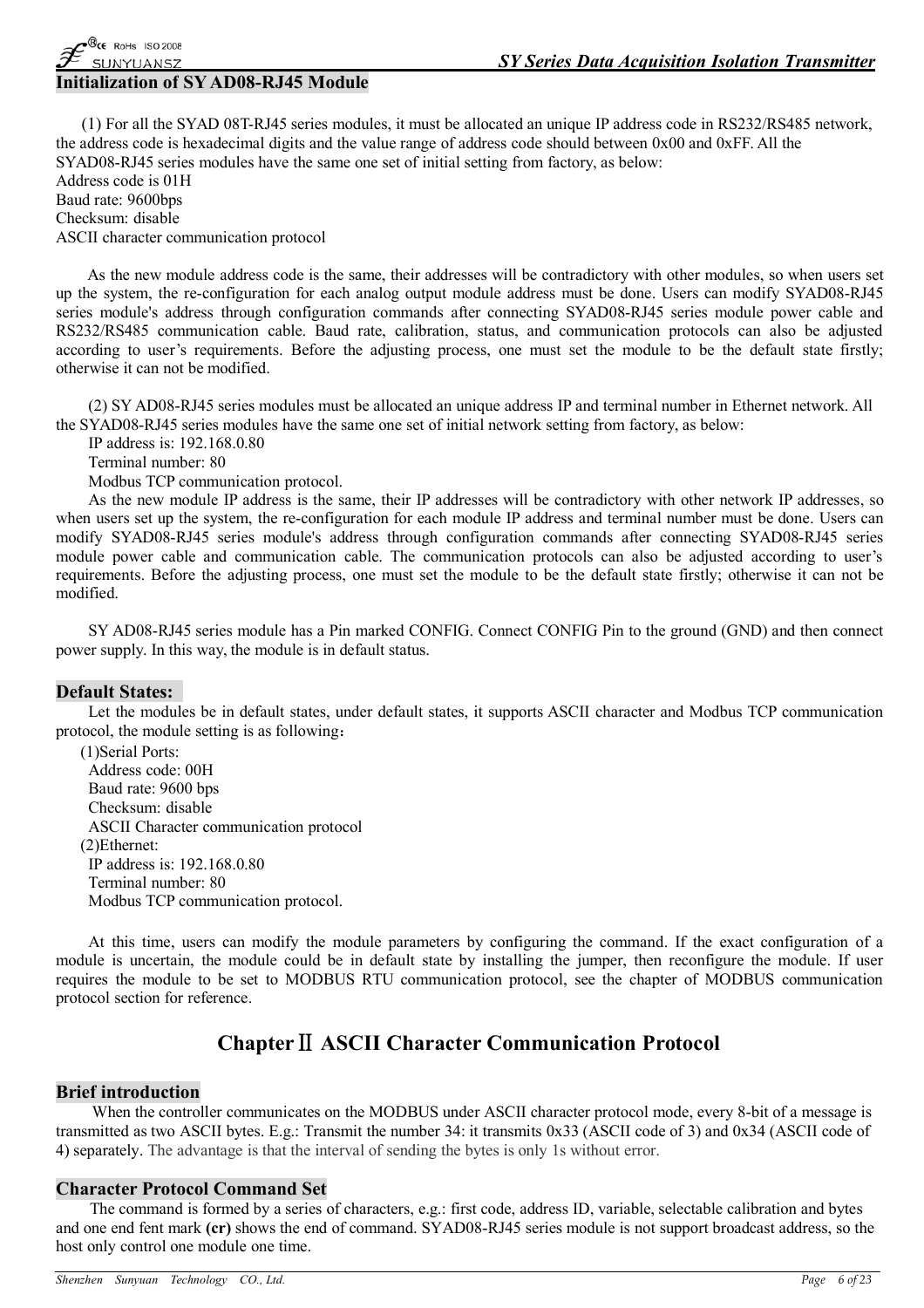## Initialization of SY AD08-RJ45 Module

(1) For all the SYAD 08T-RJ45 series modules, it must be allocated an unique IP address code in RS232/RS485 network, the address code is hexadecimal digits and the value range of address code should between 0x00 and 0xFF. All the SYAD08-RJ45 series modules have the same one set of initial setting from factory, as below:

Address code is 01H
Baud rate: 9600bps
Checksum: disable
ASCII character communication protocol

As the new module address code is the same, their addresses will be contradictory with other modules, so when users set up the system, the re-configuration for each analog output module address must be done. Users can modify SYAD08-RJ45 series module's address through configuration commands after connecting SYAD08-RJ45 series module power cable and RS232/RS485 communication cable. Baud rate, calibration, status, and communication protocols can also be adjusted according to user's requirements. Before the adjusting process, one must set the module to be the default state firstly; otherwise it can not be modified.

(2) SY AD08-RJ45 series modules must be allocated an unique address IP and terminal number in Ethernet network. All the SYAD08-RJ45 series modules have the same one set of initial network setting from factory, as below:

IP address is: 192.168.0.80
Terminal number: 80
Modbus TCP communication protocol.

As the new module IP address is the same, their IP addresses will be contradictory with other network IP addresses, so when users set up the system, the re-configuration for each module IP address and terminal number must be done. Users can modify SYAD08-RJ45 series module's address through configuration commands after connecting SYAD08-RJ45 series module power cable and communication cable. The communication protocols can also be adjusted according to user's requirements. Before the adjusting process, one must set the module to be the default state firstly; otherwise it can not be modified.

SY AD08-RJ45 series module has a Pin marked CONFIG. Connect CONFIG Pin to the ground (GND) and then connect power supply. In this way, the module is in default status.

## Default States:

Let the modules be in default states, under default states, it supports ASCII character and Modbus TCP communication protocol, the module setting is as following：

(1)Serial Ports:
Address code: 00H
Baud rate: 9600 bps
Checksum: disable
ASCII Character communication protocol

(2)Ethernet:
IP address is: 192.168.0.80
Terminal number: 80
Modbus TCP communication protocol.

At this time, users can modify the module parameters by configuring the command. If the exact configuration of a module is uncertain, the module could be in default state by installing the jumper, then reconfigure the module. If user requires the module to be set to MODBUS RTU communication protocol, see the chapter of MODBUS communication protocol section for reference.

# ChapterⅡ ASCII Character Communication Protocol

## Brief introduction

When the controller communicates on the MODBUS under ASCII character protocol mode, every 8-bit of a message is transmitted as two ASCII bytes. E.g.: Transmit the number 34: it transmits 0x33 (ASCII code of 3) and 0x34 (ASCII code of 4) separately. The advantage is that the interval of sending the bytes is only 1s without error.

## Character Protocol Command Set

The command is formed by a series of characters, e.g.: first code, address ID, variable, selectable calibration and bytes and one end fent mark **(cr)** shows the end of command. SYAD08-RJ45 series module is not support broadcast address, so the host only control one module one time.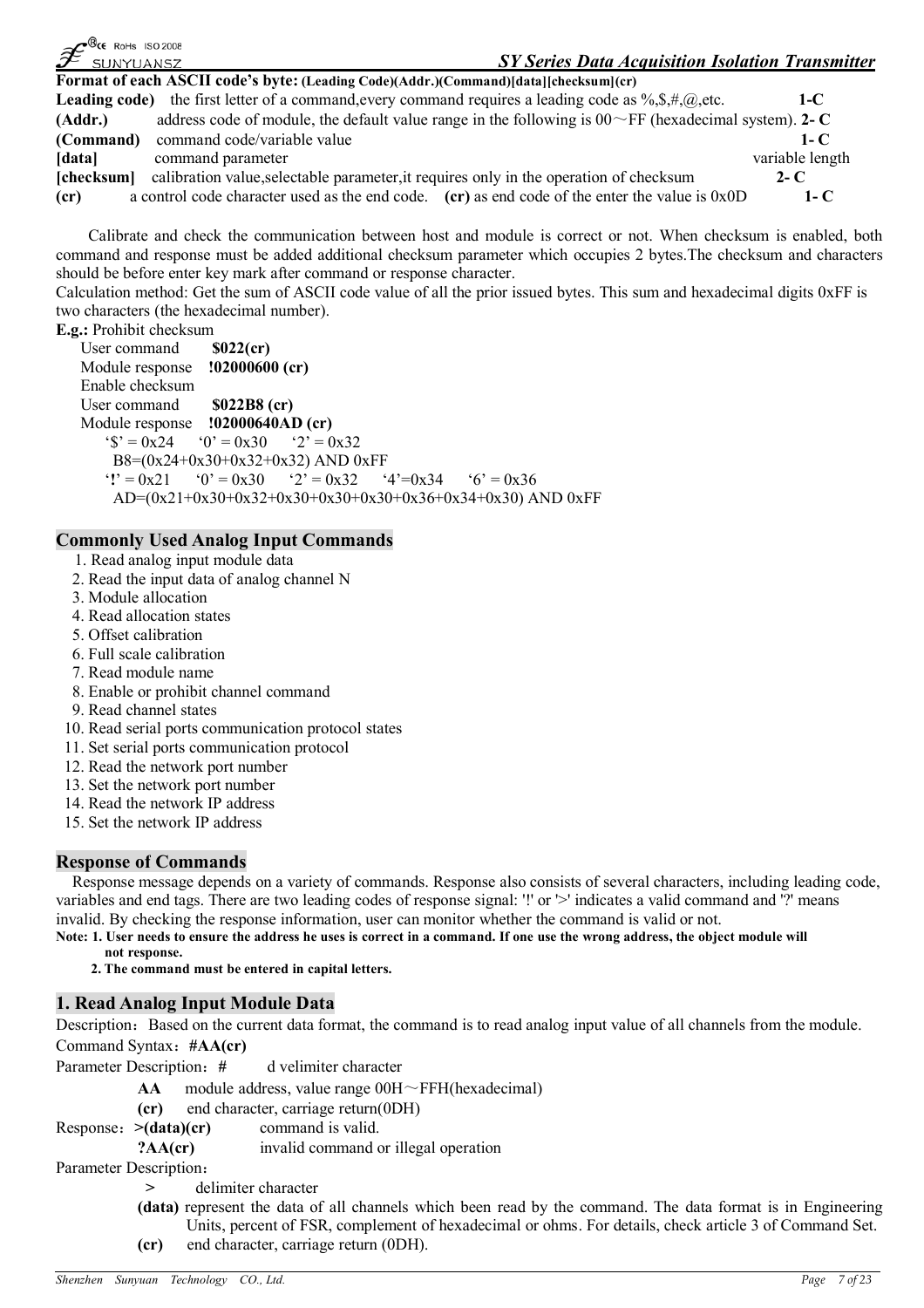**Format of each ASCII code's byte: (Leading Code)(Addr.)(Command)[data][checksum](cr)**

| | | |
|---|---|---|
| **Leading code)** | the first letter of a command,every command requires a leading code as %,$,#,@,etc. | **1-C** |
| **(Addr.)** | address code of module, the default value range in the following is 00～FF (hexadecimal system). | **2- C** |
| **(Command)** | command code/variable value | **1- C** |
| **[data]** | command parameter | variable length |
| **[checksum]** | calibration value,selectable parameter,it requires only in the operation of checksum | **2- C** |
| **(cr)** | a control code character used as the end code. **(cr)** as end code of the enter the value is 0x0D | **1- C** |

Calibrate and check the communication between host and module is correct or not. When checksum is enabled, both command and response must be added additional checksum parameter which occupies 2 bytes.The checksum and characters should be before enter key mark after command or response character.

Calculation method: Get the sum of ASCII code value of all the prior issued bytes. This sum and hexadecimal digits 0xFF is two characters (the hexadecimal number).

**E.g.:** Prohibit checksum

User command **$022(cr)**
Module response **!02000600 (cr)**
Enable checksum
User command **$022B8 (cr)**
Module response **!02000640AD (cr)**

'$' = 0x24 '0' = 0x30 '2' = 0x32
B8=(0x24+0x30+0x32+0x32) AND 0xFF
'**!**' = 0x21 '0' = 0x30 '2' = 0x32 '4'=0x34 '6' = 0x36
AD=(0x21+0x30+0x32+0x30+0x30+0x30+0x36+0x34+0x30) AND 0xFF

## Commonly Used Analog Input Commands

1. Read analog input module data
2. Read the input data of analog channel N
3. Module allocation
4. Read allocation states
5. Offset calibration
6. Full scale calibration
7. Read module name
8. Enable or prohibit channel command
9. Read channel states
10. Read serial ports communication protocol states
11. Set serial ports communication protocol
12. Read the network port number
13. Set the network port number
14. Read the network IP address
15. Set the network IP address

## Response of Commands

Response message depends on a variety of commands. Response also consists of several characters, including leading code, variables and end tags. There are two leading codes of response signal: '!' or '>' indicates a valid command and '?' means invalid. By checking the response information, user can monitor whether the command is valid or not.

**Note: 1. User needs to ensure the address he uses is correct in a command. If one use the wrong address, the object module will not response.**

**2. The command must be entered in capital letters.**

## 1. Read Analog Input Module Data

Description：Based on the current data format, the command is to read analog input value of all channels from the module.

Command Syntax：**#AA(cr)**

Parameter Description：**#** d velimiter character

**AA** module address, value range 00H～FFH(hexadecimal)

**(cr)** end character, carriage return(0DH)

Response：**>(data)(cr)** command is valid.

**?AA(cr)** invalid command or illegal operation

Parameter Description：

**>** delimiter character

**(data)** represent the data of all channels which been read by the command. The data format is in Engineering Units, percent of FSR, complement of hexadecimal or ohms. For details, check article 3 of Command Set.

**(cr)** end character, carriage return (0DH).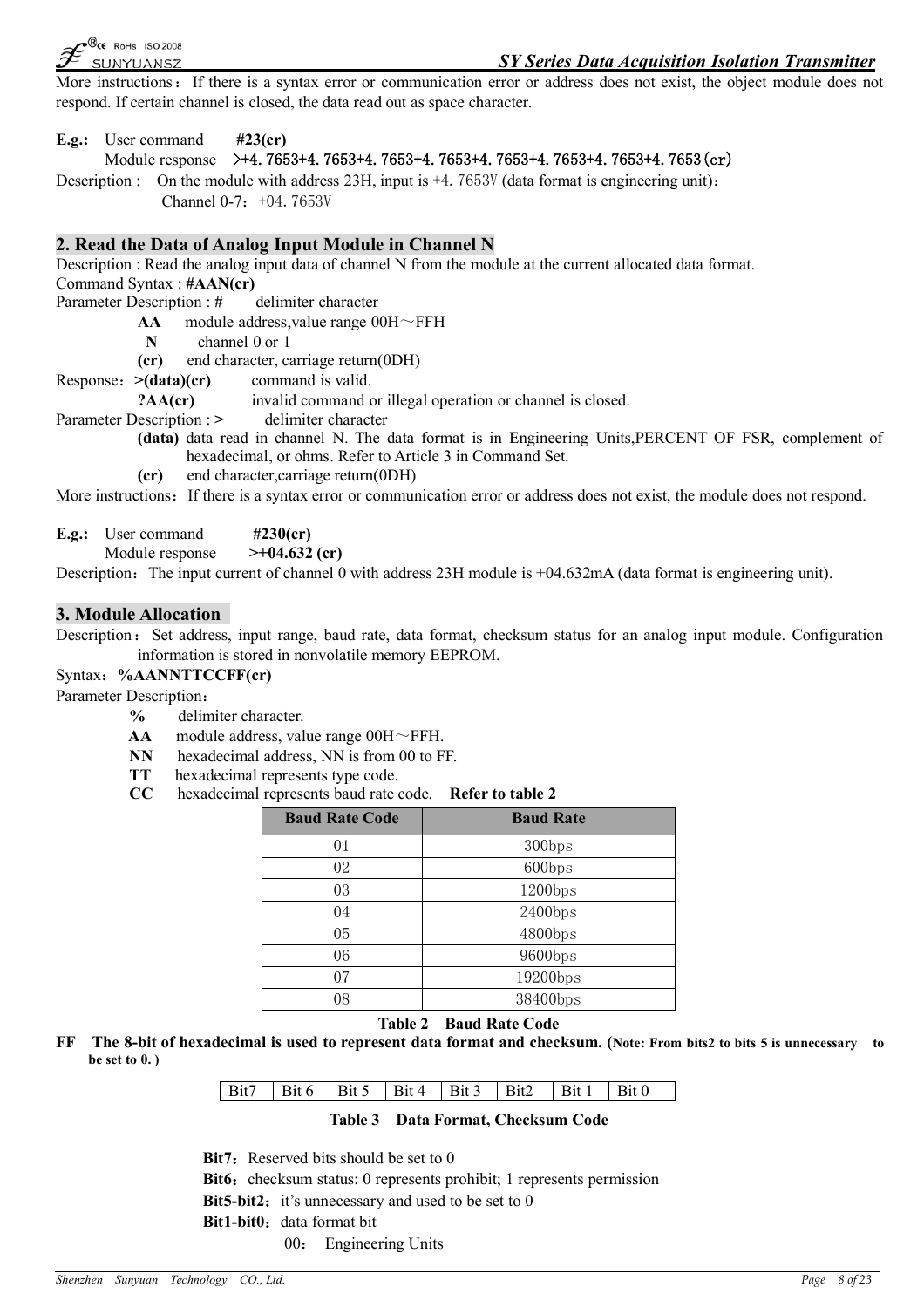More instructions：If there is a syntax error or communication error or address does not exist, the object module does not respond. If certain channel is closed, the data read out as space character.

**E.g.:** User command **#23(cr)**

Module response >+4. 7653+4. 7653+4. 7653+4. 7653+4. 7653+4. 7653+4. 7653+4. 7653(cr)

Description : On the module with address 23H, input is +4. 7653V (data format is engineering unit)：

Channel 0-7：+04. 7653V

## 2. Read the Data of Analog Input Module in Channel N

Description : Read the analog input data of channel N from the module at the current allocated data format.

Command Syntax : **#AAN(cr)**

Parameter Description : **#** delimiter character

- **AA** module address,value range 00H～FFH
- **N** channel 0 or 1
- **(cr)** end character, carriage return(0DH)

Response：**>(data)(cr)** command is valid.

**?AA(cr)** invalid command or illegal operation or channel is closed.

Parameter Description : **>** delimiter character

- **(data)** data read in channel N. The data format is in Engineering Units,PERCENT OF FSR, complement of hexadecimal, or ohms. Refer to Article 3 in Command Set.
- **(cr)** end character,carriage return(0DH)

More instructions：If there is a syntax error or communication error or address does not exist, the module does not respond.

**E.g.:** User command **#230(cr)**

Module response **>+04.632 (cr)**

Description：The input current of channel 0 with address 23H module is +04.632mA (data format is engineering unit).

## 3. Module Allocation

Description：Set address, input range, baud rate, data format, checksum status for an analog input module. Configuration information is stored in nonvolatile memory EEPROM.

Syntax：**%AANNTTCCFF(cr)**

Parameter Description：

- **%** delimiter character.
- **AA** module address, value range 00H～FFH.
- **NN** hexadecimal address, NN is from 00 to FF.
- **TT** hexadecimal represents type code.
- **CC** hexadecimal represents baud rate code. **Refer to table 2**

| Baud Rate Code | Baud Rate |
|---|---|
| 01 | 300bps |
| 02 | 600bps |
| 03 | 1200bps |
| 04 | 2400bps |
| 05 | 4800bps |
| 06 | 9600bps |
| 07 | 19200bps |
| 08 | 38400bps |

**Table 2 Baud Rate Code**

**FF The 8-bit of hexadecimal is used to represent data format and checksum. (Note: From bits2 to bits 5 is unnecessary to be set to 0. )**

| Bit7 | Bit 6 | Bit 5 | Bit 4 | Bit 3 | Bit2 | Bit 1 | Bit 0 |
|---|---|---|---|---|---|---|---|

**Table 3 Data Format, Checksum Code**

**Bit7**：Reserved bits should be set to 0

**Bit6**：checksum status: 0 represents prohibit; 1 represents permission

**Bit5-bit2**：it's unnecessary and used to be set to 0

**Bit1-bit0**：data format bit

00： Engineering Units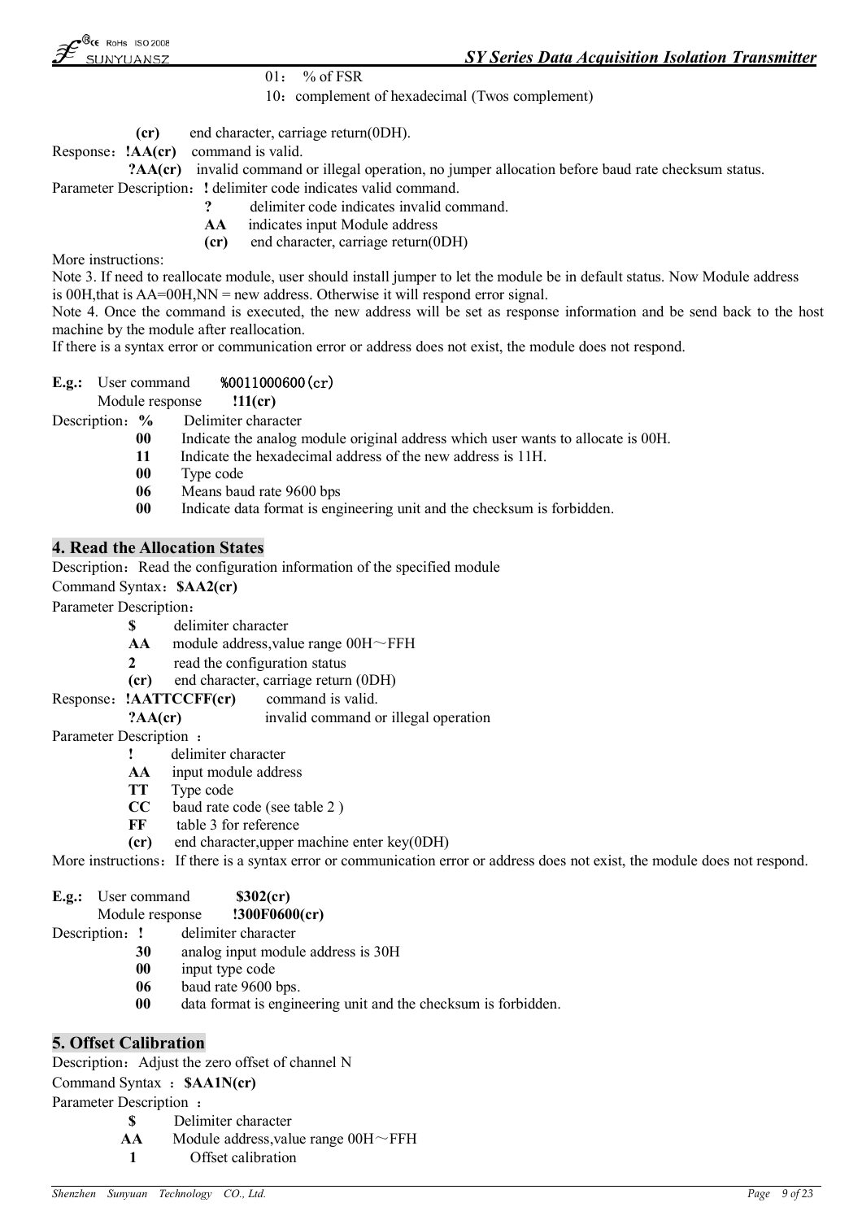01： % of FSR

10：complement of hexadecimal (Twos complement)

**(cr)** end character, carriage return(0DH).

Response：**!AA(cr)** command is valid.

**?AA(cr)** invalid command or illegal operation, no jumper allocation before baud rate checksum status.

Parameter Description：**!** delimiter code indicates valid command.

- **?** delimiter code indicates invalid command.
- **AA** indicates input Module address
- **(cr)** end character, carriage return(0DH)

More instructions:

Note 3. If need to reallocate module, user should install jumper to let the module be in default status. Now Module address is 00H,that is AA=00H,NN = new address. Otherwise it will respond error signal.

Note 4. Once the command is executed, the new address will be set as response information and be send back to the host machine by the module after reallocation.

If there is a syntax error or communication error or address does not exist, the module does not respond.

**E.g.:** User command **%0011000600(cr)**

Module response **!11(cr)**

Description：**%** Delimiter character

- **00** Indicate the analog module original address which user wants to allocate is 00H.
- **11** Indicate the hexadecimal address of the new address is 11H.
- **00** Type code
- **06** Means baud rate 9600 bps
- **00** Indicate data format is engineering unit and the checksum is forbidden.

## 4. Read the Allocation States

Description：Read the configuration information of the specified module

Command Syntax：**$AA2(cr)**

Parameter Description：

- **$** delimiter character
- **AA** module address,value range 00H～FFH
- **2** read the configuration status
- **(cr)** end character, carriage return (0DH)

Response：**!AATTCCFF(cr)** command is valid.

**?AA(cr)** invalid command or illegal operation

Parameter Description ：

- **!** delimiter character
- **AA** input module address
- **TT** Type code
- **CC** baud rate code (see table 2 )
- **FF** table 3 for reference
- **(cr)** end character,upper machine enter key(0DH)

More instructions：If there is a syntax error or communication error or address does not exist, the module does not respond.

**E.g.:** User command **$302(cr)**

Module response **!300F0600(cr)**

Description：**!** delimiter character

- **30** analog input module address is 30H
- **00** input type code
- **06** baud rate 9600 bps.
- **00** data format is engineering unit and the checksum is forbidden.

## 5. Offset Calibration

Description：Adjust the zero offset of channel N

Command Syntax ：**$AA1N(cr)**

Parameter Description ：

- **$** Delimiter character
- **AA** Module address,value range 00H～FFH
- **1** Offset calibration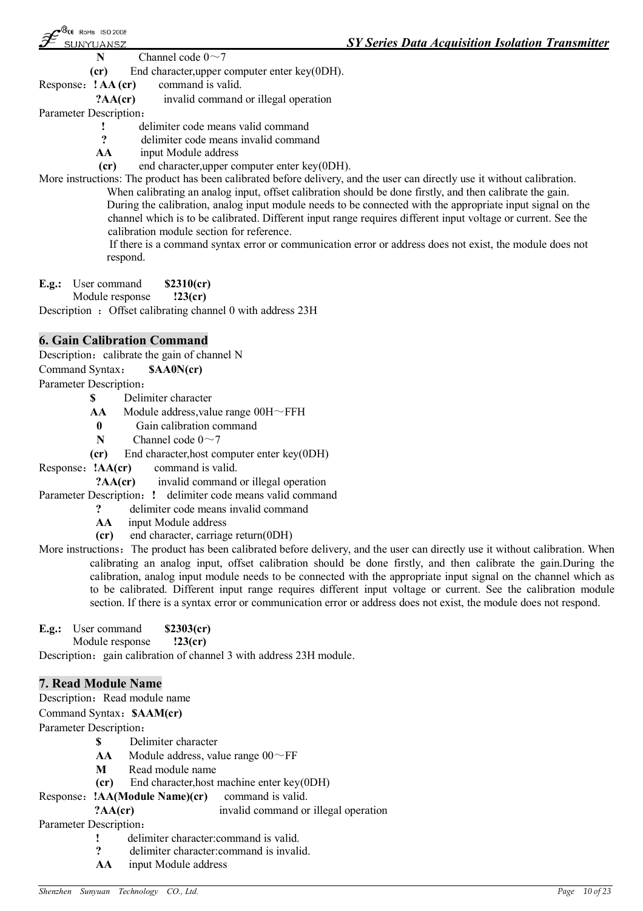**N** Channel code 0～7

**(cr)** End character,upper computer enter key(0DH).

Response：**! AA (cr)** command is valid.

**?AA(cr)** invalid command or illegal operation

Parameter Description：

- **!** delimiter code means valid command
- **?** delimiter code means invalid command
- **AA** input Module address
- **(cr)** end character,upper computer enter key(0DH).

More instructions: The product has been calibrated before delivery, and the user can directly use it without calibration. When calibrating an analog input, offset calibration should be done firstly, and then calibrate the gain. During the calibration, analog input module needs to be connected with the appropriate input signal on the channel which is to be calibrated. Different input range requires different input voltage or current. See the calibration module section for reference.

If there is a command syntax error or communication error or address does not exist, the module does not respond.

**E.g.:** User command **$2310(cr)**

Module response **!23(cr)**

Description ：Offset calibrating channel 0 with address 23H

## 6. Gain Calibration Command

Description：calibrate the gain of channel N

Command Syntax： **$AA0N(cr)**

Parameter Description：

- **$** Delimiter character
- **AA** Module address,value range 00H～FFH
- **0** Gain calibration command
- **N** Channel code 0～7
- **(cr)** End character,host computer enter key(0DH)

Response：**!AA(cr)** command is valid.

**?AA(cr)** invalid command or illegal operation

Parameter Description：**!** delimiter code means valid command

- **?** delimiter code means invalid command
- **AA** input Module address
- **(cr)** end character, carriage return(0DH)

More instructions：The product has been calibrated before delivery, and the user can directly use it without calibration. When calibrating an analog input, offset calibration should be done firstly, and then calibrate the gain.During the calibration, analog input module needs to be connected with the appropriate input signal on the channel which as to be calibrated. Different input range requires different input voltage or current. See the calibration module section. If there is a syntax error or communication error or address does not exist, the module does not respond.

**E.g.:** User command **$2303(cr)**

Module response **!23(cr)**

Description：gain calibration of channel 3 with address 23H module.

## 7. Read Module Name

Description：Read module name

Command Syntax：**$AAM(cr)**

Parameter Description：

- **$** Delimiter character
- **AA** Module address, value range 00～FF
- **M** Read module name
- **(cr)** End character,host machine enter key(0DH)

Response：**!AA(Module Name)(cr)** command is valid.

**?AA(cr)** invalid command or illegal operation

Parameter Description：

- **!** delimiter character:command is valid.
- **?** delimiter character:command is invalid.
- **AA** input Module address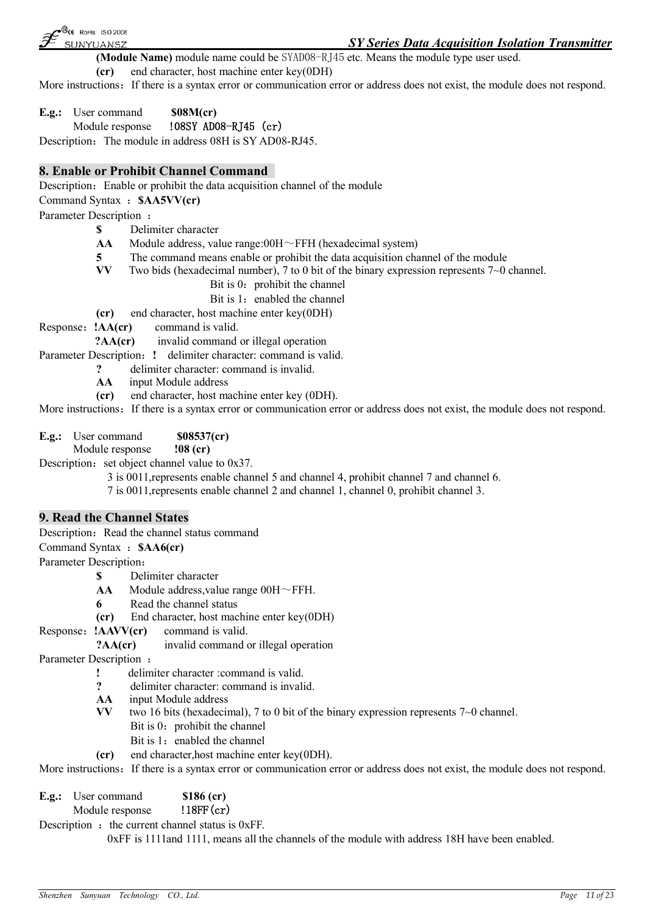**(Module Name)** module name could be SYAD08-RJ45 etc. Means the module type user used.

**(cr)** end character, host machine enter key(0DH)

More instructions：If there is a syntax error or communication error or address does not exist, the module does not respond.

**E.g.:** User command **$08M(cr)**

Module response **!08SY AD08-RJ45 (cr)**

Description：The module in address 08H is SY AD08-RJ45.

## 8. Enable or Prohibit Channel Command

Description：Enable or prohibit the data acquisition channel of the module

Command Syntax ：**$AA5VV(cr)**

Parameter Description ：

- **$** Delimiter character
- **AA** Module address, value range:00H～FFH (hexadecimal system)
- **5** The command means enable or prohibit the data acquisition channel of the module
- **VV** Two bids (hexadecimal number), 7 to 0 bit of the binary expression represents 7~0 channel.
  - Bit is 0：prohibit the channel
  - Bit is 1：enabled the channel
- **(cr)** end character, host machine enter key(0DH)

Response：**!AA(cr)** command is valid.

**?AA(cr)** invalid command or illegal operation

Parameter Description：**!** delimiter character: command is valid.

- **?** delimiter character: command is invalid.
- **AA** input Module address
- **(cr)** end character, host machine enter key (0DH).

More instructions：If there is a syntax error or communication error or address does not exist, the module does not respond.

**E.g.:** User command **$08537(cr)**

Module response **!08 (cr)**

Description：set object channel value to 0x37.

3 is 0011,represents enable channel 5 and channel 4, prohibit channel 7 and channel 6.

7 is 0011,represents enable channel 2 and channel 1, channel 0, prohibit channel 3.

## 9. Read the Channel States

Description：Read the channel status command

Command Syntax ：**$AA6(cr)**

Parameter Description：

- **$** Delimiter character
- **AA** Module address,value range 00H～FFH.
- **6** Read the channel status
- **(cr)** End character, host machine enter key(0DH)

Response：**!AAVV(cr)** command is valid.

**?AA(cr)** invalid command or illegal operation

Parameter Description ：

- **!** delimiter character :command is valid.
- **?** delimiter character: command is invalid.
- **AA** input Module address
- **VV** two 16 bits (hexadecimal), 7 to 0 bit of the binary expression represents 7~0 channel.
  - Bit is 0：prohibit the channel
  - Bit is 1：enabled the channel
- **(cr)** end character,host machine enter key(0DH).

More instructions：If there is a syntax error or communication error or address does not exist, the module does not respond.

**E.g.:** User command **$186 (cr)**

Module response **!18FF(cr)**

Description ：the current channel status is 0xFF.

0xFF is 1111and 1111, means all the channels of the module with address 18H have been enabled.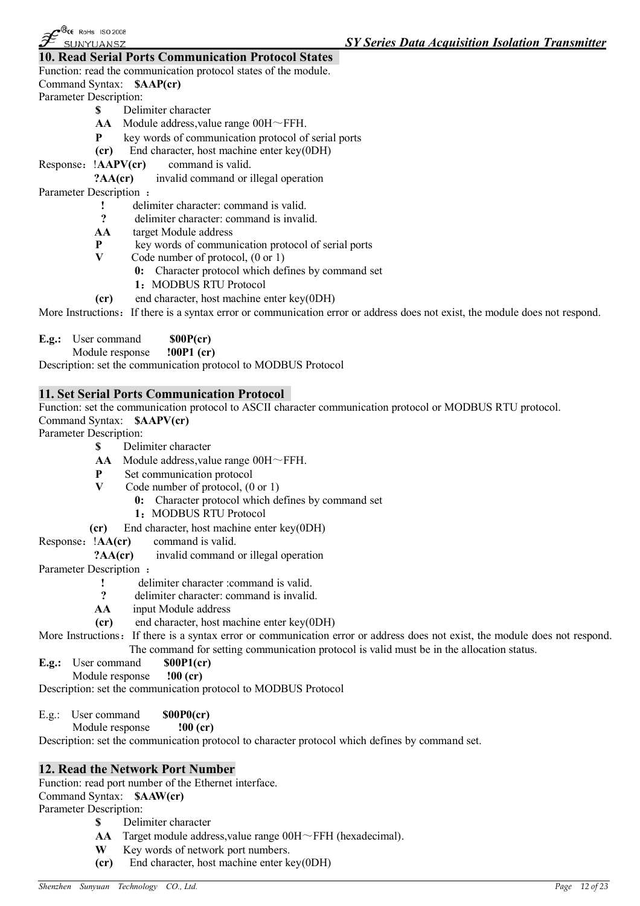## 10. Read Serial Ports Communication Protocol States

Function: read the communication protocol states of the module.

Command Syntax: **$AAP(cr)**

Parameter Description:

- **$** Delimiter character
- **AA** Module address,value range 00H～FFH.
- **P** key words of communication protocol of serial ports
- **(cr)** End character, host machine enter key(0DH)

Response：!**AAPV(cr)** command is valid.

**?AA(cr)** invalid command or illegal operation

Parameter Description ：

- **!** delimiter character: command is valid.
- **?** delimiter character: command is invalid.
- **AA** target Module address
- **P** key words of communication protocol of serial ports
- **V** Code number of protocol, (0 or 1)
  - **0:** Character protocol which defines by command set
  - **1**：MODBUS RTU Protocol
- **(cr)** end character, host machine enter key(0DH)

More Instructions：If there is a syntax error or communication error or address does not exist, the module does not respond.

**E.g.:** User command **$00P(cr)**

Module response **!00P1 (cr)**

Description: set the communication protocol to MODBUS Protocol

## 11. Set Serial Ports Communication Protocol

Function: set the communication protocol to ASCII character communication protocol or MODBUS RTU protocol.

Command Syntax: **$AAPV(cr)**

Parameter Description:

- **$** Delimiter character
- **AA** Module address,value range 00H～FFH.
- **P** Set communication protocol
- **V** Code number of protocol, (0 or 1)
  - **0:** Character protocol which defines by command set
  - **1**：MODBUS RTU Protocol
- **(cr)** End character, host machine enter key(0DH)

Response：!**AA(cr)** command is valid.

**?AA(cr)** invalid command or illegal operation

Parameter Description ：

- **!** delimiter character :command is valid.
- **?** delimiter character: command is invalid.
- **AA** input Module address
- **(cr)** end character, host machine enter key(0DH)

More Instructions：If there is a syntax error or communication error or address does not exist, the module does not respond. The command for setting communication protocol is valid must be in the allocation status.

**E.g.:** User command **$00P1(cr)**

Module response **!00 (cr)**

Description: set the communication protocol to MODBUS Protocol

E.g.: User command **$00P0(cr)**

Module response **!00 (cr)**

Description: set the communication protocol to character protocol which defines by command set.

## 12. Read the Network Port Number

Function: read port number of the Ethernet interface.

Command Syntax: **$AAW(cr)**

Parameter Description:

- **$** Delimiter character
- **AA** Target module address,value range 00H～FFH (hexadecimal).
- **W** Key words of network port numbers.
- **(cr)** End character, host machine enter key(0DH)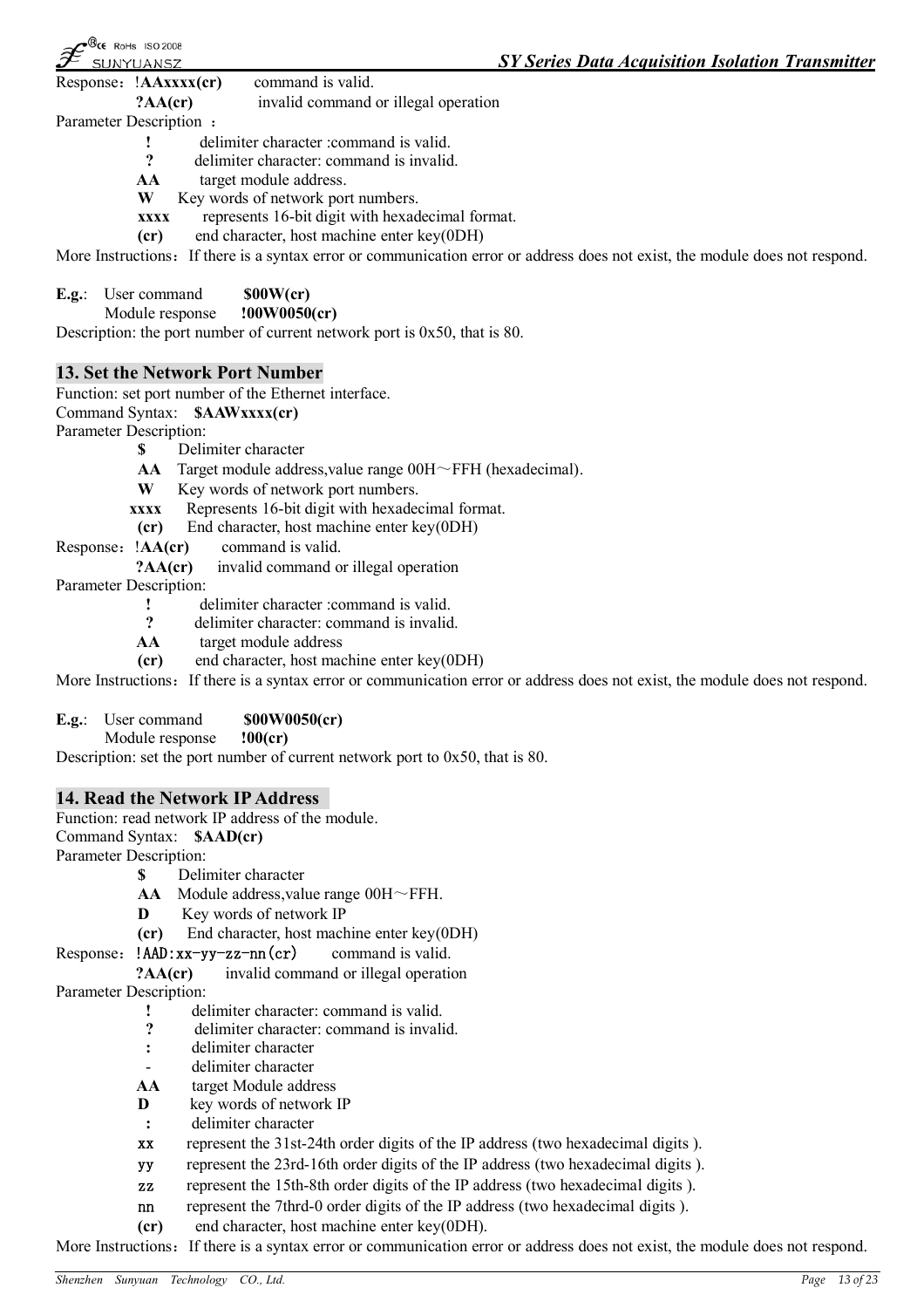Response：**!AAxxxx(cr)**   command is valid.

**?AA(cr)**   invalid command or illegal operation

Parameter Description ：

- **!**   delimiter character :command is valid.
- **?**   delimiter character: command is invalid.
- **AA**   target module address.
- **W**   Key words of network port numbers.
- **xxxx**   represents 16-bit digit with hexadecimal format.
- **(cr)**   end character, host machine enter key(0DH)

More Instructions：If there is a syntax error or communication error or address does not exist, the module does not respond.

**E.g.**:  User command   **$00W(cr)**

Module response   **!00W0050(cr)**

Description: the port number of current network port is 0x50, that is 80.

## 13. Set the Network Port Number

Function: set port number of the Ethernet interface.

Command Syntax:  **$AAWxxxx(cr)**

Parameter Description:

- **$**   Delimiter character
- **AA**   Target module address,value range 00H～FFH (hexadecimal).
- **W**   Key words of network port numbers.
- **xxxx**   Represents 16-bit digit with hexadecimal format.
- **(cr)**   End character, host machine enter key(0DH)

Response：**!AA(cr)**   command is valid.

**?AA(cr)**   invalid command or illegal operation

Parameter Description:

- **!**   delimiter character :command is valid.
- **?**   delimiter character: command is invalid.
- **AA**   target module address
- **(cr)**   end character, host machine enter key(0DH)

More Instructions：If there is a syntax error or communication error or address does not exist, the module does not respond.

**E.g.**:  User command   **$00W0050(cr)**

Module response   **!00(cr)**

Description: set the port number of current network port to 0x50, that is 80.

## 14. Read the Network IP Address

Function: read network IP address of the module.

Command Syntax:  **$AAD(cr)**

Parameter Description:

- **$**   Delimiter character
- **AA**   Module address,value range 00H～FFH.
- **D**   Key words of network IP
- **(cr)**   End character, host machine enter key(0DH)

Response：**!AAD:xx-yy-zz-nn(cr)**   command is valid.

**?AA(cr)**   invalid command or illegal operation

Parameter Description:

- **!**   delimiter character: command is valid.
- **?**   delimiter character: command is invalid.
- **:**   delimiter character
- -   delimiter character
- **AA**   target Module address
- **D**   key words of network IP
- **:**   delimiter character
- **xx**   represent the 31st-24th order digits of the IP address (two hexadecimal digits ).
- **yy**   represent the 23rd-16th order digits of the IP address (two hexadecimal digits ).
- **zz**   represent the 15th-8th order digits of the IP address (two hexadecimal digits ).
- **nn**   represent the 7thrd-0 order digits of the IP address (two hexadecimal digits ).
- **(cr)**   end character, host machine enter key(0DH).

More Instructions：If there is a syntax error or communication error or address does not exist, the module does not respond.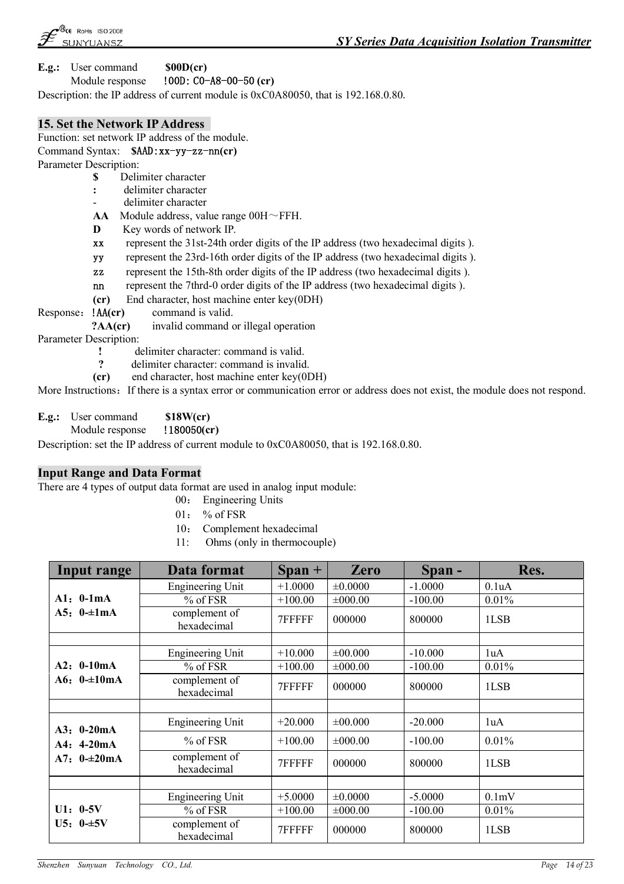**E.g.:** User command **$00D(cr)**
Module response **!00D: C0-A8-00-50 (cr)**
Description: the IP address of current module is 0xC0A80050, that is 192.168.0.80.

## 15. Set the Network IP Address

Function: set network IP address of the module.
Command Syntax: **$AAD:xx-yy-zz-nn(cr)**
Parameter Description:

- **$** Delimiter character
- **:** delimiter character
- - delimiter character
- **AA** Module address, value range 00H～FFH.
- **D** Key words of network IP.
- **xx** represent the 31st-24th order digits of the IP address (two hexadecimal digits ).
- **yy** represent the 23rd-16th order digits of the IP address (two hexadecimal digits ).
- **zz** represent the 15th-8th order digits of the IP address (two hexadecimal digits ).
- **nn** represent the 7thrd-0 order digits of the IP address (two hexadecimal digits ).
- **(cr)** End character, host machine enter key(0DH)

Response：**!AA(cr)** command is valid.
**?AA(cr)** invalid command or illegal operation

Parameter Description:

- **!** delimiter character: command is valid.
- **?** delimiter character: command is invalid.
- **(cr)** end character, host machine enter key(0DH)

More Instructions：If there is a syntax error or communication error or address does not exist, the module does not respond.

**E.g.:** User command **$18W(cr)**
Module response **!180050(cr)**
Description: set the IP address of current module to 0xC0A80050, that is 192.168.0.80.

## Input Range and Data Format

There are 4 types of output data format are used in analog input module:

00： Engineering Units
01： % of FSR
10： Complement hexadecimal
11: Ohms (only in thermocouple)

| Input range | Data format | Span + | Zero | Span - | Res. |
|---|---|---|---|---|---|
| **A1：0-1mA** **A5：0-±1mA** | Engineering Unit | +1.0000 | ±0.0000 | -1.0000 | 0.1uA |
| | % of FSR | +100.00 | ±000.00 | -100.00 | 0.01% |
| | complement of hexadecimal | 7FFFFF | 000000 | 800000 | 1LSB |
| | | | | | |
| **A2：0-10mA** **A6：0-±10mA** | Engineering Unit | +10.000 | ±00.000 | -10.000 | 1uA |
| | % of FSR | +100.00 | ±000.00 | -100.00 | 0.01% |
| | complement of hexadecimal | 7FFFFF | 000000 | 800000 | 1LSB |
| | | | | | |
| **A3：0-20mA** **A4：4-20mA** **A7：0-±20mA** | Engineering Unit | +20.000 | ±00.000 | -20.000 | 1uA |
| | % of FSR | +100.00 | ±000.00 | -100.00 | 0.01% |
| | complement of hexadecimal | 7FFFFF | 000000 | 800000 | 1LSB |
| | | | | | |
| **U1：0-5V** **U5：0-±5V** | Engineering Unit | +5.0000 | ±0.0000 | -5.0000 | 0.1mV |
| | % of FSR | +100.00 | ±000.00 | -100.00 | 0.01% |
| | complement of hexadecimal | 7FFFFF | 000000 | 800000 | 1LSB |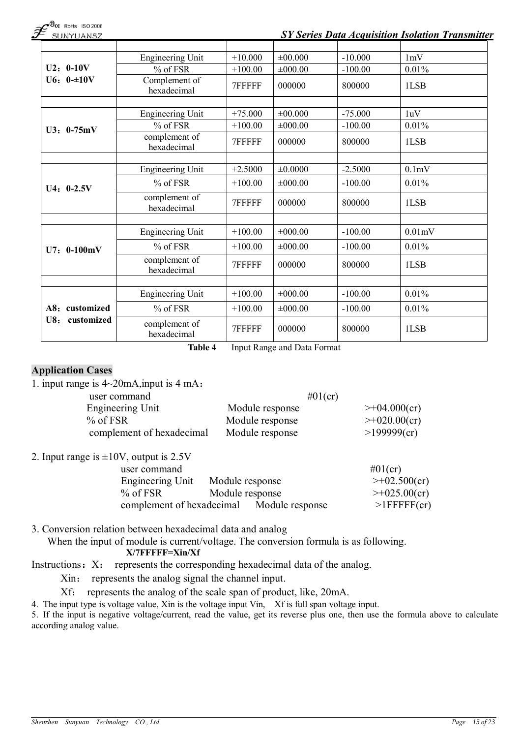| | | | | | |
|---|---|---|---|---|---|
| | | | | | |
| **U2：0-10V**<br>**U6：0-±10V** | Engineering Unit | +10.000 | ±00.000 | -10.000 | 1mV |
| | % of FSR | +100.00 | ±000.00 | -100.00 | 0.01% |
| | Complement of hexadecimal | 7FFFFF | 000000 | 800000 | 1LSB |
| | | | | | |
| **U3：0-75mV** | Engineering Unit | +75.000 | ±00.000 | -75.000 | 1uV |
| | % of FSR | +100.00 | ±000.00 | -100.00 | 0.01% |
| | complement of hexadecimal | 7FFFFF | 000000 | 800000 | 1LSB |
| | | | | | |
| **U4：0-2.5V** | Engineering Unit | +2.5000 | ±0.0000 | -2.5000 | 0.1mV |
| | % of FSR | +100.00 | ±000.00 | -100.00 | 0.01% |
| | complement of hexadecimal | 7FFFFF | 000000 | 800000 | 1LSB |
| | | | | | |
| **U7：0-100mV** | Engineering Unit | +100.00 | ±000.00 | -100.00 | 0.01mV |
| | % of FSR | +100.00 | ±000.00 | -100.00 | 0.01% |
| | complement of hexadecimal | 7FFFFF | 000000 | 800000 | 1LSB |
| | | | | | |
| **A8：customized**<br>**U8： customized** | Engineering Unit | +100.00 | ±000.00 | -100.00 | 0.01% |
| | % of FSR | +100.00 | ±000.00 | -100.00 | 0.01% |
| | complement of hexadecimal | 7FFFFF | 000000 | 800000 | 1LSB |

**Table 4** Input Range and Data Format

## Application Cases

1. input range is 4~20mA,input is 4 mA：

| | | |
|---|---|---|
| user command | | #01(cr) |
| Engineering Unit | Module response | >+04.000(cr) |
| % of FSR | Module response | >+020.00(cr) |
| complement of hexadecimal | Module response | >199999(cr) |

2. Input range is ±10V, output is 2.5V

| | | |
|---|---|---|
| user command | | #01(cr) |
| Engineering Unit | Module response | >+02.500(cr) |
| % of FSR | Module response | >+025.00(cr) |
| complement of hexadecimal | Module response | >1FFFFF(cr) |

3. Conversion relation between hexadecimal data and analog

When the input of module is current/voltage. The conversion formula is as following.

**X/7FFFFF=Xin/Xf**

Instructions：X： represents the corresponding hexadecimal data of the analog.

Xin： represents the analog signal the channel input.

Xf： represents the analog of the scale span of product, like, 20mA.

4. The input type is voltage value, Xin is the voltage input Vin, Xf is full span voltage input.

5. If the input is negative voltage/current, read the value, get its reverse plus one, then use the formula above to calculate according analog value.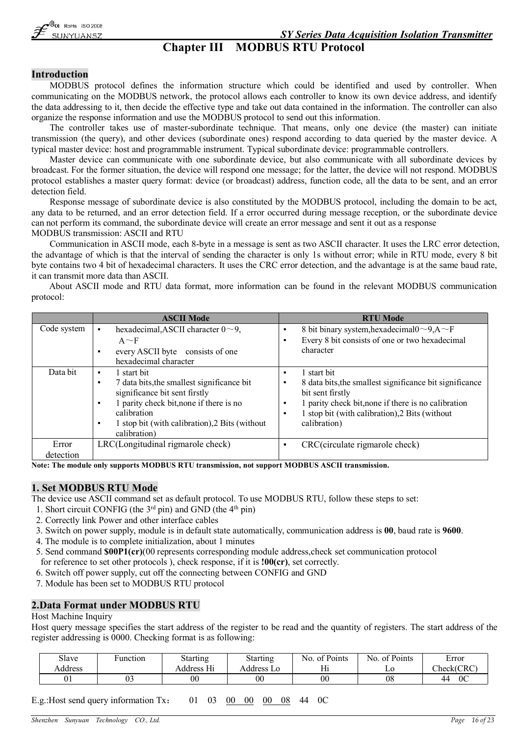# Chapter III MODBUS RTU Protocol

## Introduction

MODBUS protocol defines the information structure which could be identified and used by controller. When communicating on the MODBUS network, the protocol allows each controller to know its own device address, and identify the data addressing to it, then decide the effective type and take out data contained in the information. The controller can also organize the response information and use the MODBUS protocol to send out this information.

The controller takes use of master-subordinate technique. That means, only one device (the master) can initiate transmission (the query), and other devices (subordinate ones) respond according to data queried by the master device. A typical master device: host and programmable instrument. Typical subordinate device: programmable controllers.

Master device can communicate with one subordinate device, but also communicate with all subordinate devices by broadcast. For the former situation, the device will respond one message; for the latter, the device will not respond. MODBUS protocol establishes a master query format: device (or broadcast) address, function code, all the data to be sent, and an error detection field.

Response message of subordinate device is also constituted by the MODBUS protocol, including the domain to be act, any data to be returned, and an error detection field. If a error occurred during message reception, or the subordinate device can not perform its command, the subordinate device will create an error message and sent it out as a response

MODBUS transmission: ASCII and RTU

Communication in ASCII mode, each 8-byte in a message is sent as two ASCII character. It uses the LRC error detection, the advantage of which is that the interval of sending the character is only 1s without error; while in RTU mode, every 8 bit byte contains two 4 bit of hexadecimal characters. It uses the CRC error detection, and the advantage is at the same baud rate, it can transmit more data than ASCII.

About ASCII mode and RTU data format, more information can be found in the relevant MODBUS communication protocol:

| | ASCII Mode | RTU Mode |
|---|---|---|
| Code system | ▪ hexadecimal,ASCII character 0～9, A～F<br>▪ every ASCII byte consists of one hexadecimal character | ▪ 8 bit binary system,hexadecimal0～9,A～F<br>▪ Every 8 bit consists of one or two hexadecimal character |
| Data bit | ▪ 1 start bit<br>▪ 7 data bits,the smallest significance bit significance bit sent firstly<br>▪ 1 parity check bit,none if there is no calibration<br>▪ 1 stop bit (with calibration),2 Bits (without calibration) | ▪ 1 start bit<br>▪ 8 data bits,the smallest significance bit significance bit sent firstly<br>▪ 1 parity check bit,none if there is no calibration<br>▪ 1 stop bit (with calibration),2 Bits (without calibration) |
| Error detection | LRC(Longitudinal rigmarole check) | ▪ CRC(circulate rigmarole check) |

**Note: The module only supports MODBUS RTU transmission, not support MODBUS ASCII transmission.**

## 1. Set MODBUS RTU Mode

The device use ASCII command set as default protocol. To use MODBUS RTU, follow these steps to set:

1. Short circuit CONFIG (the 3rd pin) and GND (the 4th pin)
2. Correctly link Power and other interface cables
3. Switch on power supply, module is in default state automatically, communication address is **00**, baud rate is **9600**.
4. The module is to complete initialization, about 1 minutes
5. Send command **$00P1(cr)**(00 represents corresponding module address,check set communication protocol for reference to set other protocols ), check response, if it is **!00(cr)**, set correctly.
6. Switch off power supply, cut off the connecting between CONFIG and GND
7. Module has been set to MODBUS RTU protocol

## 2.Data Format under MODBUS RTU

Host Machine Inquiry

Host query message specifies the start address of the register to be read and the quantity of registers. The start address of the register addressing is 0000. Checking format is as following:

| Slave Address | Function | Starting Address Hi | Starting Address Lo | No. of Points Hi | No. of Points Lo | Error Check(CRC) |
|---|---|---|---|---|---|---|
| 01 | 03 | 00 | 00 | 00 | 08 | 44 0C |

E.g.:Host send query information Tx： 01 03 <u>00 00</u> <u>00 08</u> 44 0C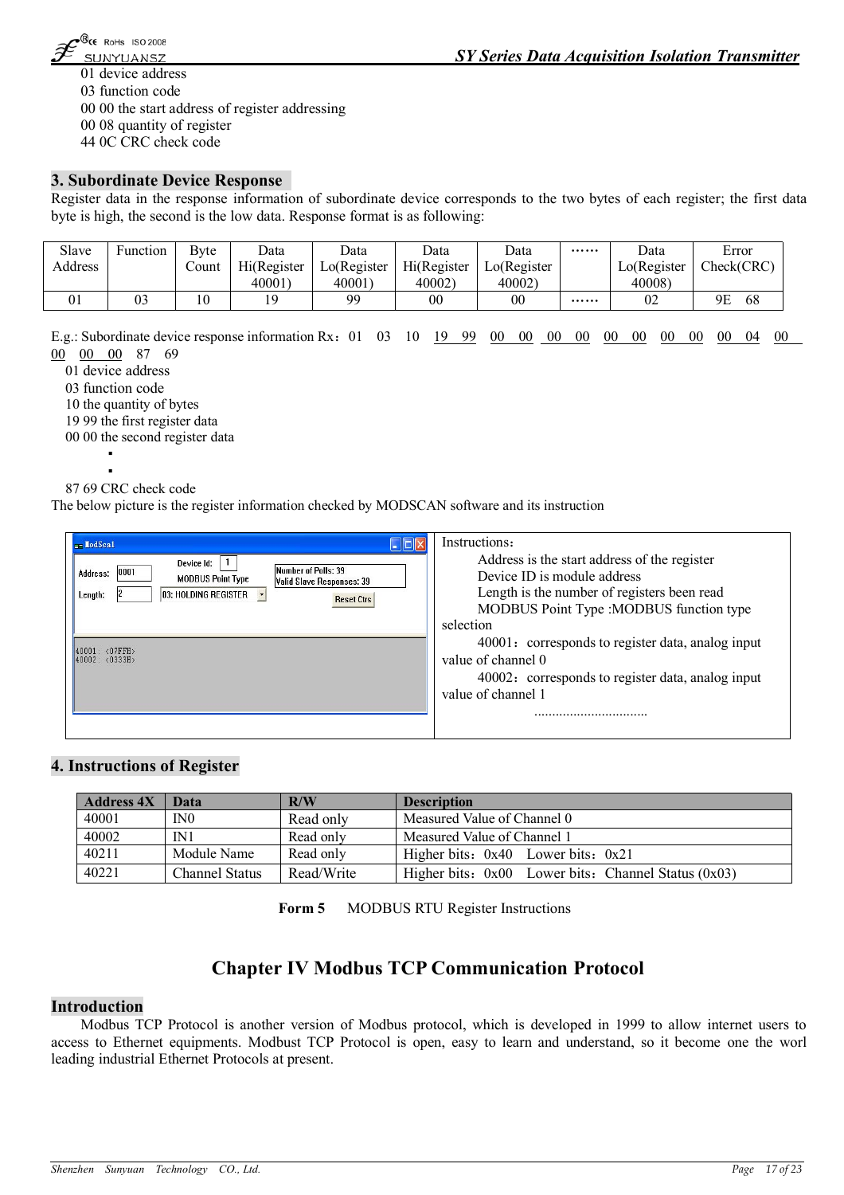01 device address
03 function code
00 00 the start address of register addressing
00 08 quantity of register
44 0C CRC check code

## 3. Subordinate Device Response

Register data in the response information of subordinate device corresponds to the two bytes of each register; the first data byte is high, the second is the low data. Response format is as following:

| Slave Address | Function | Byte Count | Data Hi(Register 40001) | Data Lo(Register 40001) | Data Hi(Register 40002) | Data Lo(Register 40002) | …… | Data Lo(Register 40008) | Error Check(CRC) |
|---|---|---|---|---|---|---|---|---|---|
| 01 | 03 | 10 | 19 | 99 | 00 | 00 | …… | 02 | 9E 68 |

E.g.: Subordinate device response information Rx：01 03 10 19 99 00 00 00 00 00 00 00 00 00 04 00 00 00 00 87 69

01 device address
03 function code
10 the quantity of bytes
19 99 the first register data
00 00 the second register data
▪
▪
87 69 CRC check code

The below picture is the register information checked by MODSCAN software and its instruction

ModScan — Device Id: 1; Address: 0001; Length: 2; MODBUS Point Type: 03: HOLDING REGISTER; Number of Polls: 39; Valid Slave Responses: 39; Reset Ctrs
40001: <07FFH>
40002: <0333H>

Instructions：
Address is the start address of the register
Device ID is module address
Length is the number of registers been read
MODBUS Point Type :MODBUS function type selection
40001：corresponds to register data, analog input value of channel 0
40002：corresponds to register data, analog input value of channel 1
................................

## 4. Instructions of Register

| Address 4X | Data | R/W | Description |
|---|---|---|---|
| 40001 | IN0 | Read only | Measured Value of Channel 0 |
| 40002 | IN1 | Read only | Measured Value of Channel 1 |
| 40211 | Module Name | Read only | Higher bits：0x40 Lower bits：0x21 |
| 40221 | Channel Status | Read/Write | Higher bits：0x00 Lower bits：Channel Status (0x03) |

**Form 5** MODBUS RTU Register Instructions

# Chapter IV Modbus TCP Communication Protocol

## Introduction

Modbus TCP Protocol is another version of Modbus protocol, which is developed in 1999 to allow internet users to access to Ethernet equipments. Modbust TCP Protocol is open, easy to learn and understand, so it become one the worl leading industrial Ethernet Protocols at present.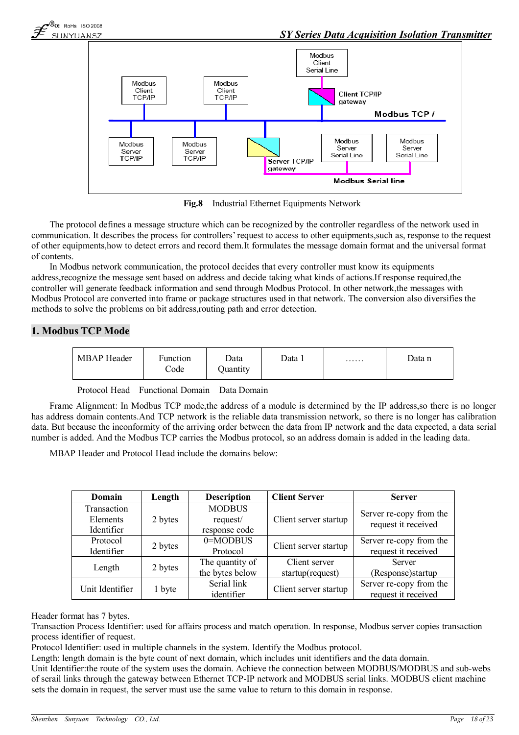Fig.8 Industrial Ethernet Equipments Network

The protocol defines a message structure which can be recognized by the controller regardless of the network used in communication. It describes the process for controllers' request to access to other equipments,such as, response to the request of other equipments,how to detect errors and record them.It formulates the message domain format and the universal format of contents.

In Modbus network communication, the protocol decides that every controller must know its equipments address,recognize the message sent based on address and decide taking what kinds of actions.If response required,the controller will generate feedback information and send through Modbus Protocol. In other network,the messages with Modbus Protocol are converted into frame or package structures used in that network. The conversion also diversifies the methods to solve the problems on bit address,routing path and error detection.

## 1. Modbus TCP Mode

| MBAP Header | Function Code | Data Quantity | Data 1 | …… | Data n |
|---|---|---|---|---|---|

Protocol Head Functional Domain Data Domain

Frame Alignment: In Modbus TCP mode,the address of a module is determined by the IP address,so there is no longer has address domain contents.And TCP network is the reliable data transmission network, so there is no longer has calibration data. But because the inconformity of the arriving order between the data from IP network and the data expected, a data serial number is added. And the Modbus TCP carries the Modbus protocol, so an address domain is added in the leading data.

MBAP Header and Protocol Head include the domains below:

| Domain | Length | Description | Client Server | Server |
|---|---|---|---|---|
| Transaction Elements Identifier | 2 bytes | MODBUS request/ response code | Client server startup | Server re-copy from the request it received |
| Protocol Identifier | 2 bytes | 0=MODBUS Protocol | Client server startup | Server re-copy from the request it received |
| Length | 2 bytes | The quantity of the bytes below | Client server startup(request) | Server (Response)startup |
| Unit Identifier | 1 byte | Serial link identifier | Client server startup | Server re-copy from the request it received |

Header format has 7 bytes.
Transaction Process Identifier: used for affairs process and match operation. In response, Modbus server copies transaction process identifier of request.
Protocol Identifier: used in multiple channels in the system. Identify the Modbus protocol.
Length: length domain is the byte count of next domain, which includes unit identifiers and the data domain.
Unit Identifier:the route of the system uses the domain. Achieve the connection between MODBUS/MODBUS and sub-webs of serail links through the gateway between Ethernet TCP-IP network and MODBUS serial links. MODBUS client machine sets the domain in request, the server must use the same value to return to this domain in response.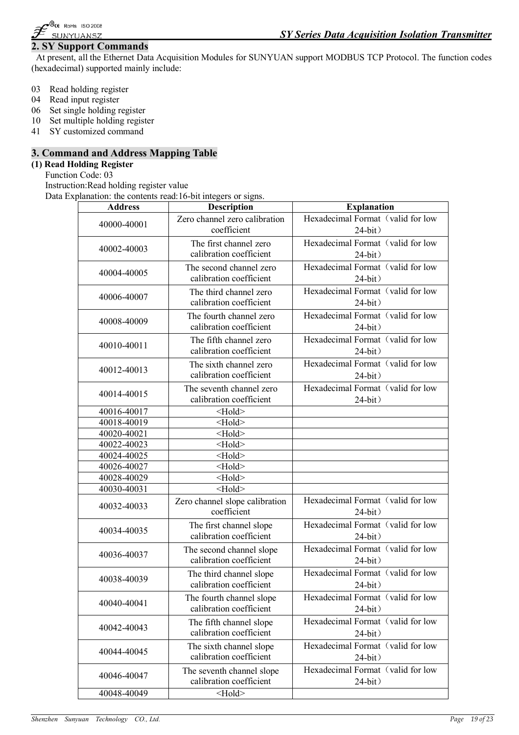## 2. SY Support Commands

At present, all the Ethernet Data Acquisition Modules for SUNYUAN support MODBUS TCP Protocol. The function codes (hexadecimal) supported mainly include:

03 Read holding register
04 Read input register
06 Set single holding register
10 Set multiple holding register
41 SY customized command

## 3. Command and Address Mapping Table

### (1) Read Holding Register

Function Code: 03
Instruction:Read holding register value
Data Explanation: the contents read:16-bit integers or signs.

| Address | Description | Explanation |
|---|---|---|
| 40000-40001 | Zero channel zero calibration coefficient | Hexadecimal Format（valid for low 24-bit） |
| 40002-40003 | The first channel zero calibration coefficient | Hexadecimal Format（valid for low 24-bit） |
| 40004-40005 | The second channel zero calibration coefficient | Hexadecimal Format（valid for low 24-bit） |
| 40006-40007 | The third channel zero calibration coefficient | Hexadecimal Format（valid for low 24-bit） |
| 40008-40009 | The fourth channel zero calibration coefficient | Hexadecimal Format（valid for low 24-bit） |
| 40010-40011 | The fifth channel zero calibration coefficient | Hexadecimal Format（valid for low 24-bit） |
| 40012-40013 | The sixth channel zero calibration coefficient | Hexadecimal Format（valid for low 24-bit） |
| 40014-40015 | The seventh channel zero calibration coefficient | Hexadecimal Format（valid for low 24-bit） |
| 40016-40017 | <Hold> | |
| 40018-40019 | <Hold> | |
| 40020-40021 | <Hold> | |
| 40022-40023 | <Hold> | |
| 40024-40025 | <Hold> | |
| 40026-40027 | <Hold> | |
| 40028-40029 | <Hold> | |
| 40030-40031 | <Hold> | |
| 40032-40033 | Zero channel slope calibration coefficient | Hexadecimal Format（valid for low 24-bit） |
| 40034-40035 | The first channel slope calibration coefficient | Hexadecimal Format（valid for low 24-bit） |
| 40036-40037 | The second channel slope calibration coefficient | Hexadecimal Format（valid for low 24-bit） |
| 40038-40039 | The third channel slope calibration coefficient | Hexadecimal Format（valid for low 24-bit） |
| 40040-40041 | The fourth channel slope calibration coefficient | Hexadecimal Format（valid for low 24-bit） |
| 40042-40043 | The fifth channel slope calibration coefficient | Hexadecimal Format（valid for low 24-bit） |
| 40044-40045 | The sixth channel slope calibration coefficient | Hexadecimal Format（valid for low 24-bit） |
| 40046-40047 | The seventh channel slope calibration coefficient | Hexadecimal Format（valid for low 24-bit） |
| 40048-40049 | <Hold> | |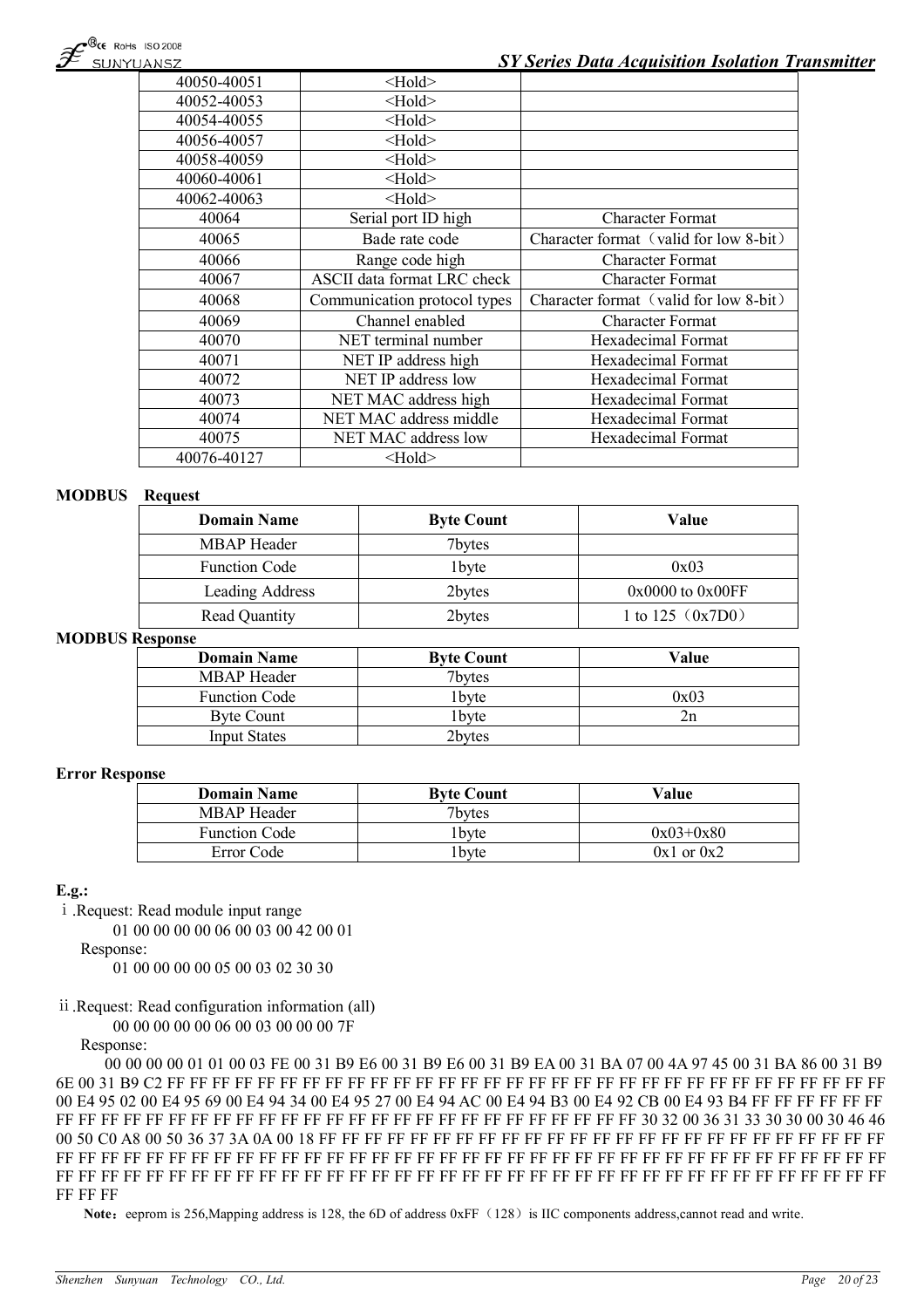| | | |
|---|---|---|
| 40050-40051 | <Hold> | |
| 40052-40053 | <Hold> | |
| 40054-40055 | <Hold> | |
| 40056-40057 | <Hold> | |
| 40058-40059 | <Hold> | |
| 40060-40061 | <Hold> | |
| 40062-40063 | <Hold> | |
| 40064 | Serial port ID high | Character Format |
| 40065 | Bade rate code | Character format（valid for low 8-bit） |
| 40066 | Range code high | Character Format |
| 40067 | ASCII data format LRC check | Character Format |
| 40068 | Communication protocol types | Character format（valid for low 8-bit） |
| 40069 | Channel enabled | Character Format |
| 40070 | NET terminal number | Hexadecimal Format |
| 40071 | NET IP address high | Hexadecimal Format |
| 40072 | NET IP address low | Hexadecimal Format |
| 40073 | NET MAC address high | Hexadecimal Format |
| 40074 | NET MAC address middle | Hexadecimal Format |
| 40075 | NET MAC address low | Hexadecimal Format |
| 40076-40127 | <Hold> | |

**MODBUS Request**

| Domain Name | Byte Count | Value |
|---|---|---|
| MBAP Header | 7bytes | |
| Function Code | 1byte | 0x03 |
| Leading Address | 2bytes | 0x0000 to 0x00FF |
| Read Quantity | 2bytes | 1 to 125（0x7D0） |

**MODBUS Response**

| Domain Name | Byte Count | Value |
|---|---|---|
| MBAP Header | 7bytes | |
| Function Code | 1byte | 0x03 |
| Byte Count | 1byte | 2n |
| Input States | 2bytes | |

**Error Response**

| Domain Name | Byte Count | Value |
|---|---|---|
| MBAP Header | 7bytes | |
| Function Code | 1byte | 0x03+0x80 |
| Error Code | 1byte | 0x1 or 0x2 |

**E.g.:**

ⅰ.Request: Read module input range

01 00 00 00 00 06 00 03 00 42 00 01

Response:

01 00 00 00 00 05 00 03 02 30 30

ⅱ.Request: Read configuration information (all)

00 00 00 00 00 06 00 03 00 00 00 7F

Response:

00 00 00 00 01 01 00 03 FE 00 31 B9 E6 00 31 B9 E6 00 31 B9 EA 00 31 BA 07 00 4A 97 45 00 31 BA 86 00 31 B9 6E 00 31 B9 C2 FF FF FF FF FF FF FF FF FF FF FF FF FF FF FF FF FF FF FF FF FF FF FF FF FF FF FF FF FF FF 00 E4 95 02 00 E4 95 69 00 E4 94 34 00 E4 95 27 00 E4 94 AC 00 E4 94 B3 00 E4 92 CB 00 E4 93 B4 FF FF FF FF FF FF FF FF FF FF FF FF FF FF FF FF FF FF FF FF FF FF FF FF FF FF FF FF FF FF FF FF FF 30 32 00 36 31 33 30 30 00 30 46 46 00 50 C0 A8 00 50 36 37 3A 0A 00 18 FF FF FF FF FF FF FF FF FF FF FF FF FF FF FF FF FF FF FF FF FF FF FF FF FF FF FF FF FF FF FF FF FF FF FF FF FF FF FF FF FF FF FF FF FF FF FF FF FF FF FF FF FF FF FF FF FF FF FF FF FF FF FF FF FF FF FF FF FF FF FF FF FF FF FF FF FF FF FF FF FF FF FF FF FF FF FF FF FF FF FF FF FF FF FF FF FF FF FF FF FF FF

**Note：** eeprom is 256,Mapping address is 128, the 6D of address 0xFF（128）is IIC components address,cannot read and write.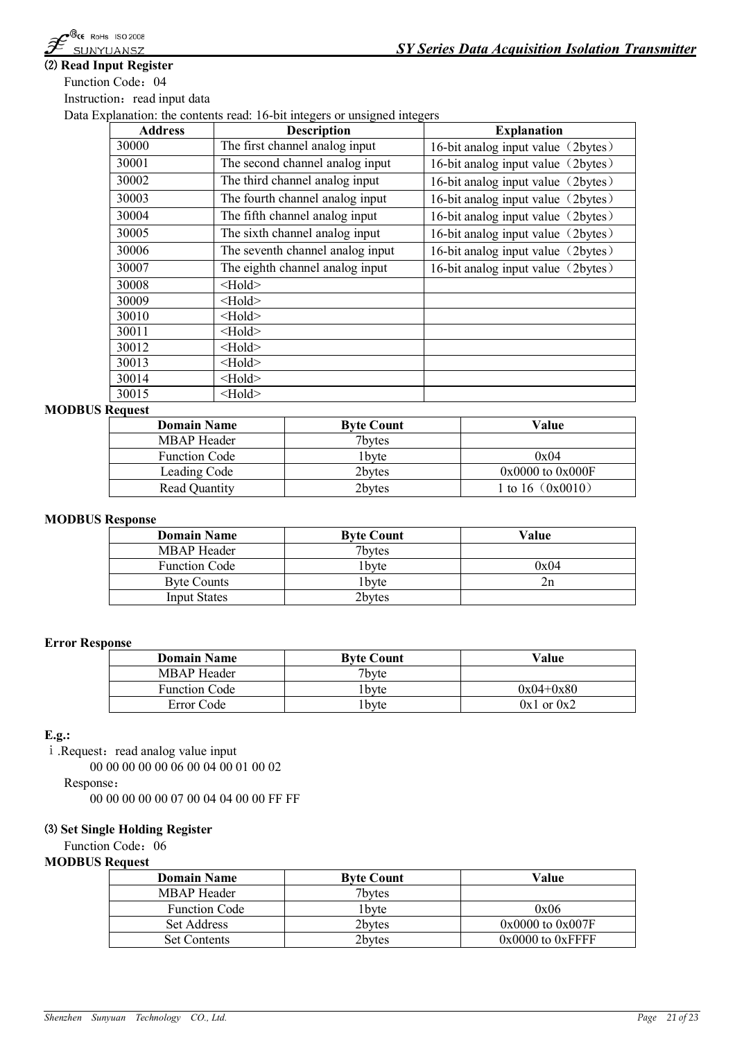### ⑵ Read Input Register

Function Code：04

Instruction：read input data

Data Explanation: the contents read: 16-bit integers or unsigned integers

| Address | Description | Explanation |
|---|---|---|
| 30000 | The first channel analog input | 16-bit analog input value（2bytes） |
| 30001 | The second channel analog input | 16-bit analog input value（2bytes） |
| 30002 | The third channel analog input | 16-bit analog input value（2bytes） |
| 30003 | The fourth channel analog input | 16-bit analog input value（2bytes） |
| 30004 | The fifth channel analog input | 16-bit analog input value（2bytes） |
| 30005 | The sixth channel analog input | 16-bit analog input value（2bytes） |
| 30006 | The seventh channel analog input | 16-bit analog input value（2bytes） |
| 30007 | The eighth channel analog input | 16-bit analog input value（2bytes） |
| 30008 | <Hold> | |
| 30009 | <Hold> | |
| 30010 | <Hold> | |
| 30011 | <Hold> | |
| 30012 | <Hold> | |
| 30013 | <Hold> | |
| 30014 | <Hold> | |
| 30015 | <Hold> | |

**MODBUS Request**

| Domain Name | Byte Count | Value |
|---|---|---|
| MBAP Header | 7bytes | |
| Function Code | 1byte | 0x04 |
| Leading Code | 2bytes | 0x0000 to 0x000F |
| Read Quantity | 2bytes | 1 to 16（0x0010） |

**MODBUS Response**

| Domain Name | Byte Count | Value |
|---|---|---|
| MBAP Header | 7bytes | |
| Function Code | 1byte | 0x04 |
| Byte Counts | 1byte | 2n |
| Input States | 2bytes | |

**Error Response**

| Domain Name | Byte Count | Value |
|---|---|---|
| MBAP Header | 7byte | |
| Function Code | 1byte | 0x04+0x80 |
| Error Code | 1byte | 0x1 or 0x2 |

**E.g.:**

ⅰ.Request：read analog value input

00 00 00 00 00 06 00 04 00 01 00 02

Response：

00 00 00 00 00 07 00 04 04 00 00 FF FF

### ⑶ Set Single Holding Register

Function Code：06

**MODBUS Request**

| Domain Name | Byte Count | Value |
|---|---|---|
| MBAP Header | 7bytes | |
| Function Code | 1byte | 0x06 |
| Set Address | 2bytes | 0x0000 to 0x007F |
| Set Contents | 2bytes | 0x0000 to 0xFFFF |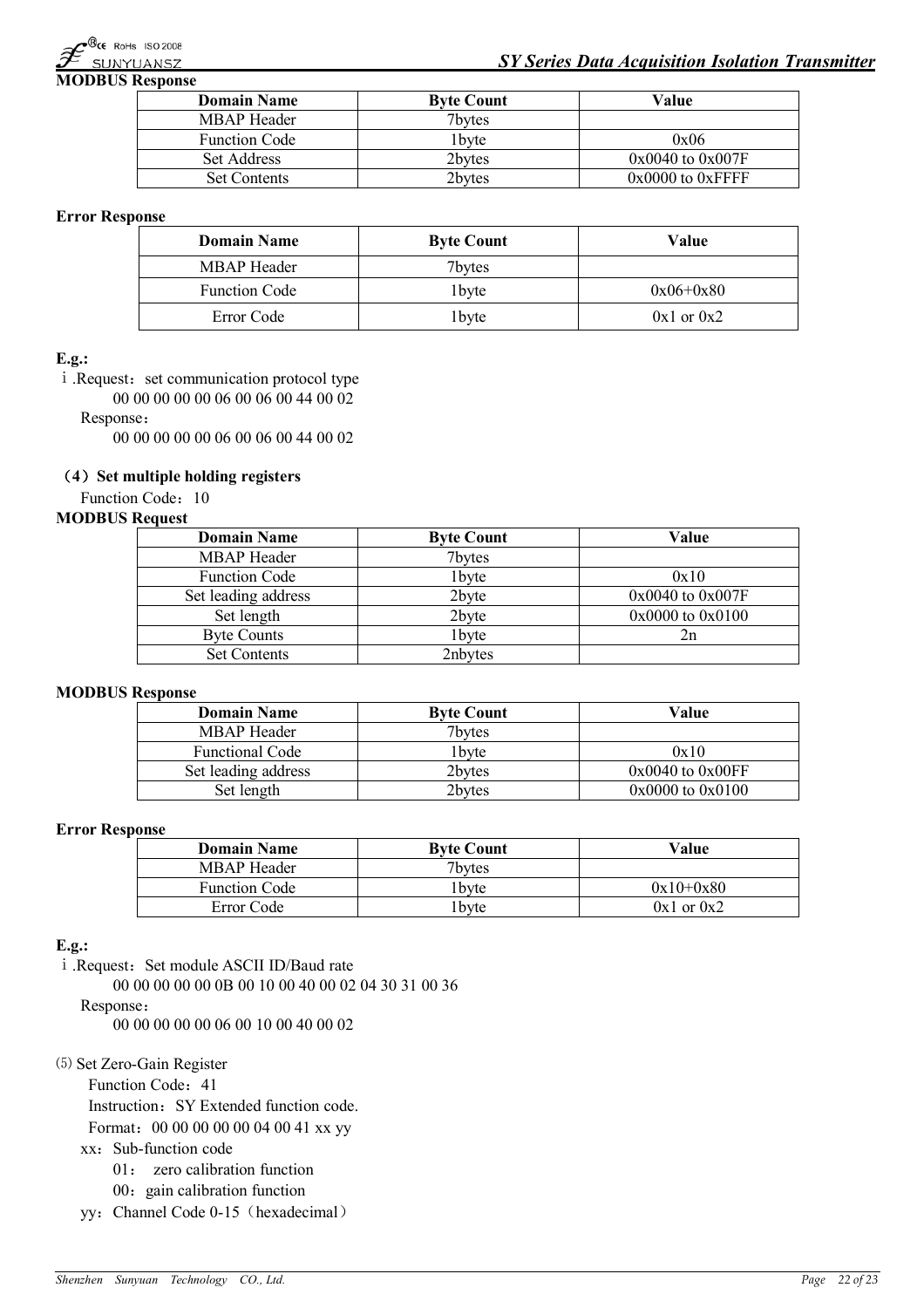**MODBUS Response**

| Domain Name | Byte Count | Value |
|---|---|---|
| MBAP Header | 7bytes | |
| Function Code | 1byte | 0x06 |
| Set Address | 2bytes | 0x0040 to 0x007F |
| Set Contents | 2bytes | 0x0000 to 0xFFFF |

**Error Response**

| Domain Name | Byte Count | Value |
|---|---|---|
| MBAP Header | 7bytes | |
| Function Code | 1byte | 0x06+0x80 |
| Error Code | 1byte | 0x1 or 0x2 |

**E.g.:**

ⅰ.Request：set communication protocol type

00 00 00 00 00 06 00 06 00 44 00 02

Response：

00 00 00 00 00 06 00 06 00 44 00 02

**（4）Set multiple holding registers**

Function Code：10

**MODBUS Request**

| Domain Name | Byte Count | Value |
|---|---|---|
| MBAP Header | 7bytes | |
| Function Code | 1byte | 0x10 |
| Set leading address | 2byte | 0x0040 to 0x007F |
| Set length | 2byte | 0x0000 to 0x0100 |
| Byte Counts | 1byte | 2n |
| Set Contents | 2nbytes | |

**MODBUS Response**

| Domain Name | Byte Count | Value |
|---|---|---|
| MBAP Header | 7bytes | |
| Functional Code | 1byte | 0x10 |
| Set leading address | 2bytes | 0x0040 to 0x00FF |
| Set length | 2bytes | 0x0000 to 0x0100 |

**Error Response**

| Domain Name | Byte Count | Value |
|---|---|---|
| MBAP Header | 7bytes | |
| Function Code | 1byte | 0x10+0x80 |
| Error Code | 1byte | 0x1 or 0x2 |

**E.g.:**

ⅰ.Request：Set module ASCII ID/Baud rate

00 00 00 00 00 0B 00 10 00 40 00 02 04 30 31 00 36

Response：

00 00 00 00 00 06 00 10 00 40 00 02

⑸ Set Zero-Gain Register

Function Code：41

Instruction：SY Extended function code.

Format：00 00 00 00 00 04 00 41 xx yy

xx：Sub-function code

01： zero calibration function

00：gain calibration function

yy：Channel Code 0-15（hexadecimal）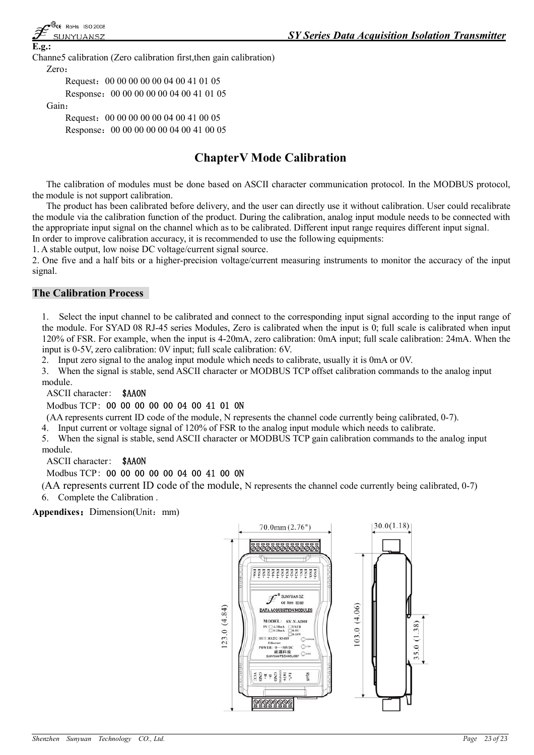**E.g.:**

Channe5 calibration (Zero calibration first,then gain calibration)

Zero：

Request：00 00 00 00 00 04 00 41 01 05

Response：00 00 00 00 00 04 00 41 01 05

Gain：

Request：00 00 00 00 00 04 00 41 00 05

Response：00 00 00 00 00 04 00 41 00 05

# ChapterV Mode Calibration

The calibration of modules must be done based on ASCII character communication protocol. In the MODBUS protocol, the module is not support calibration.

The product has been calibrated before delivery, and the user can directly use it without calibration. User could recalibrate the module via the calibration function of the product. During the calibration, analog input module needs to be connected with the appropriate input signal on the channel which as to be calibrated. Different input range requires different input signal.

In order to improve calibration accuracy, it is recommended to use the following equipments:

1. A stable output, low noise DC voltage/current signal source.
2. One five and a half bits or a higher-precision voltage/current measuring instruments to monitor the accuracy of the input signal.

## The Calibration Process

1. Select the input channel to be calibrated and connect to the corresponding input signal according to the input range of the module. For SYAD 08 RJ-45 series Modules, Zero is calibrated when the input is 0; full scale is calibrated when input 120% of FSR. For example, when the input is 4-20mA, zero calibration: 0mA input; full scale calibration: 24mA. When the input is 0-5V, zero calibration: 0V input; full scale calibration: 6V.
2. Input zero signal to the analog input module which needs to calibrate, usually it is 0mA or 0V.
3. When the signal is stable, send ASCII character or MODBUS TCP offset calibration commands to the analog input module.

   ASCII character： **$AA0N**

   Modbus TCP： **00 00 00 00 00 04 00 41 01 0N**

   (AA represents current ID code of the module, N represents the channel code currently being calibrated, 0-7).
4. Input current or voltage signal of 120% of FSR to the analog input module which needs to calibrate.
5. When the signal is stable, send ASCII character or MODBUS TCP gain calibration commands to the analog input module.

   ASCII character： **$AA0N**

   Modbus TCP： **00 00 00 00 00 04 00 41 00 0N**

   (AA represents current ID code of the module, N represents the channel code currently being calibrated, 0-7)
6. Complete the Calibration .

**Appendixes：**Dimension(Unit：mm)

70.0mm (2.76")

30.0(1.18)

123.0 (4.84)

103.0 (4.06)

35.0 (1.38)